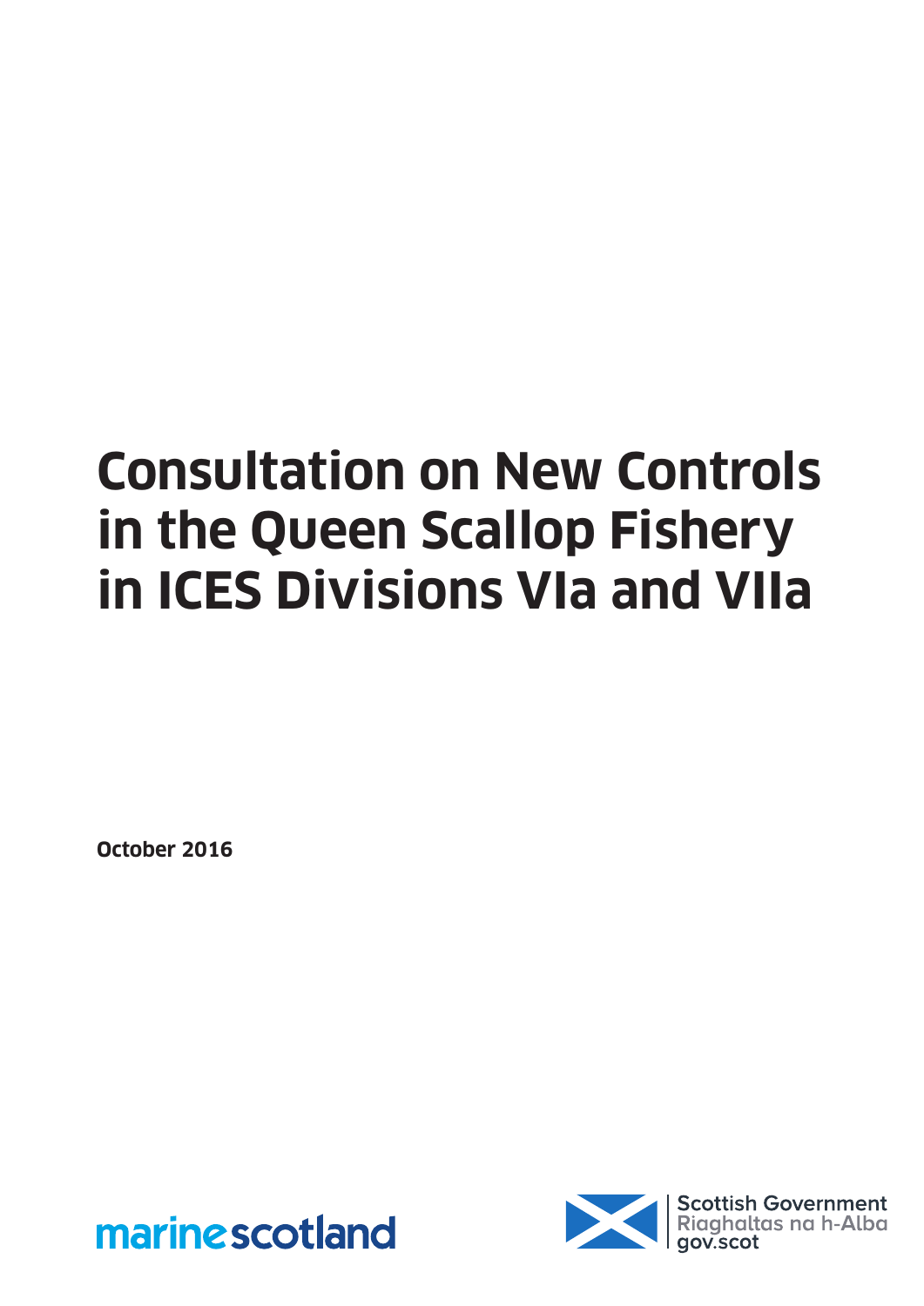# Consultation on New Controls in the Queen Scallop Fishery in ICES Divisions VIa and VIIa

**October 2016**

marinescotland

Scottish Government
Riaghaltas na h-Alba
gov.scot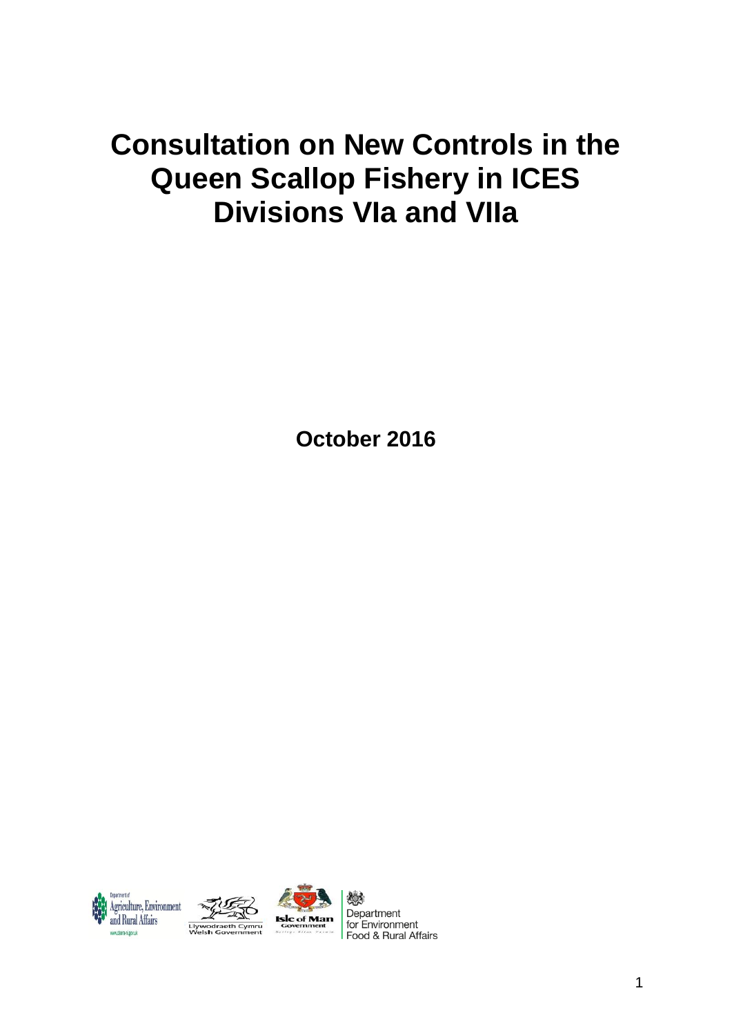# Consultation on New Controls in the Queen Scallop Fishery in ICES Divisions VIa and VIIa

**October 2016**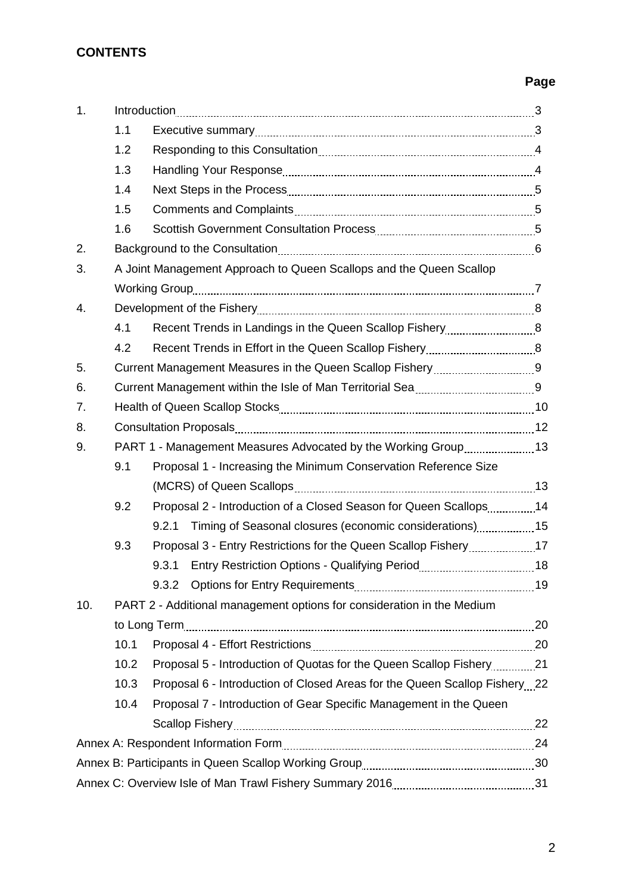**CONTENTS**

**Page**

| | | | |
|---|---|---|---|
| 1. | Introduction | | 3 |
| | 1.1 | Executive summary | 3 |
| | 1.2 | Responding to this Consultation | 4 |
| | 1.3 | Handling Your Response | 4 |
| | 1.4 | Next Steps in the Process | 5 |
| | 1.5 | Comments and Complaints | 5 |
| | 1.6 | Scottish Government Consultation Process | 5 |
| 2. | Background to the Consultation | | 6 |
| 3. | A Joint Management Approach to Queen Scallops and the Queen Scallop Working Group | | 7 |
| 4. | Development of the Fishery | | 8 |
| | 4.1 | Recent Trends in Landings in the Queen Scallop Fishery | 8 |
| | 4.2 | Recent Trends in Effort in the Queen Scallop Fishery | 8 |
| 5. | Current Management Measures in the Queen Scallop Fishery | | 9 |
| 6. | Current Management within the Isle of Man Territorial Sea | | 9 |
| 7. | Health of Queen Scallop Stocks | | 10 |
| 8. | Consultation Proposals | | 12 |
| 9. | PART 1 - Management Measures Advocated by the Working Group | | 13 |
| | 9.1 | Proposal 1 - Increasing the Minimum Conservation Reference Size (MCRS) of Queen Scallops | 13 |
| | 9.2 | Proposal 2 - Introduction of a Closed Season for Queen Scallops | 14 |
| | | 9.2.1 Timing of Seasonal closures (economic considerations) | 15 |
| | 9.3 | Proposal 3 - Entry Restrictions for the Queen Scallop Fishery | 17 |
| | | 9.3.1 Entry Restriction Options - Qualifying Period | 18 |
| | | 9.3.2 Options for Entry Requirements | 19 |
| 10. | PART 2 - Additional management options for consideration in the Medium to Long Term | | 20 |
| | 10.1 | Proposal 4 - Effort Restrictions | 20 |
| | 10.2 | Proposal 5 - Introduction of Quotas for the Queen Scallop Fishery | 21 |
| | 10.3 | Proposal 6 - Introduction of Closed Areas for the Queen Scallop Fishery | 22 |
| | 10.4 | Proposal 7 - Introduction of Gear Specific Management in the Queen Scallop Fishery | 22 |
| Annex A: Respondent Information Form | | | 24 |
| Annex B: Participants in Queen Scallop Working Group | | | 30 |
| Annex C: Overview Isle of Man Trawl Fishery Summary 2016 | | | 31 |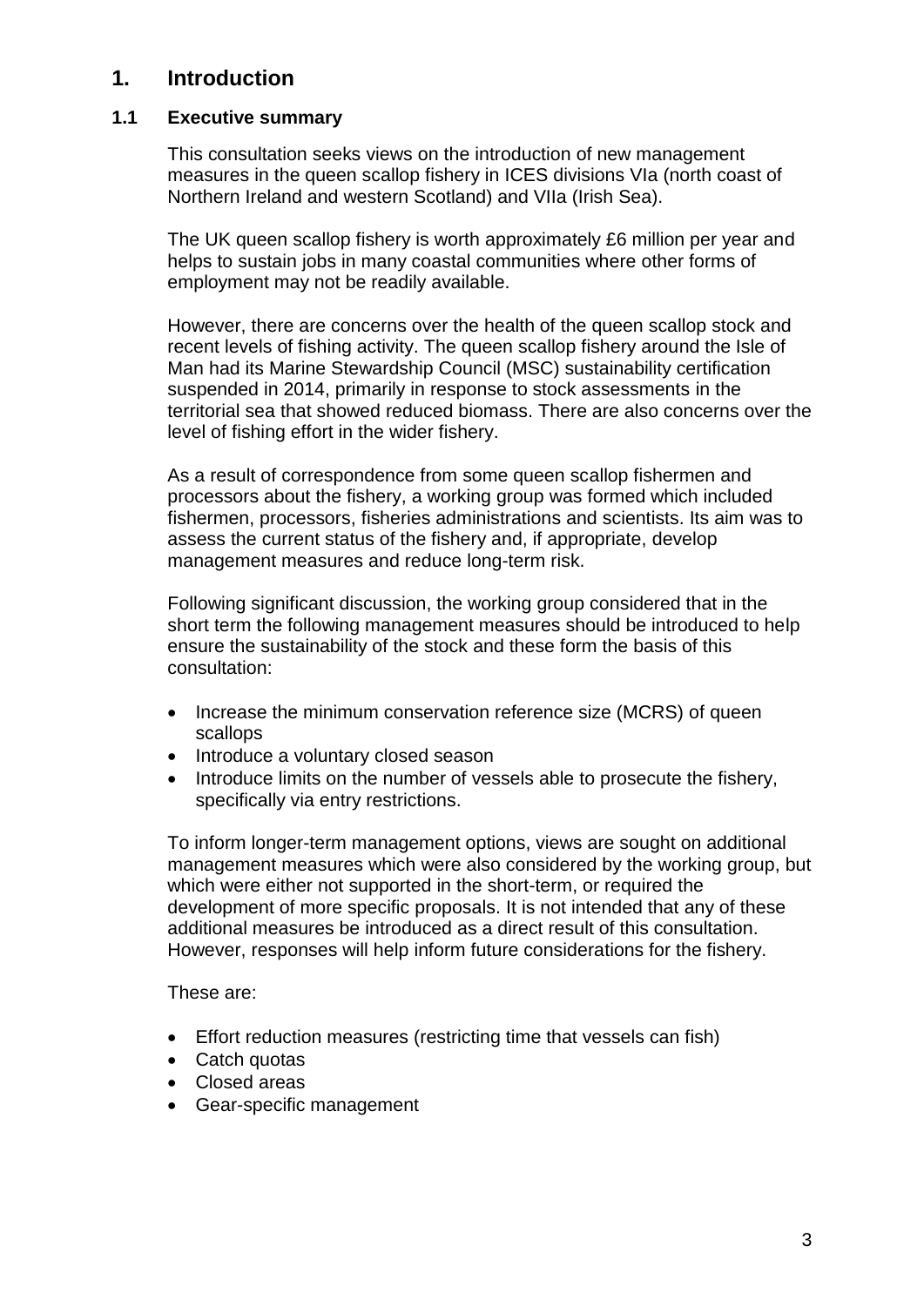# 1. Introduction

## 1.1 Executive summary

This consultation seeks views on the introduction of new management measures in the queen scallop fishery in ICES divisions VIa (north coast of Northern Ireland and western Scotland) and VIIa (Irish Sea).

The UK queen scallop fishery is worth approximately £6 million per year and helps to sustain jobs in many coastal communities where other forms of employment may not be readily available.

However, there are concerns over the health of the queen scallop stock and recent levels of fishing activity. The queen scallop fishery around the Isle of Man had its Marine Stewardship Council (MSC) sustainability certification suspended in 2014, primarily in response to stock assessments in the territorial sea that showed reduced biomass. There are also concerns over the level of fishing effort in the wider fishery.

As a result of correspondence from some queen scallop fishermen and processors about the fishery, a working group was formed which included fishermen, processors, fisheries administrations and scientists. Its aim was to assess the current status of the fishery and, if appropriate, develop management measures and reduce long-term risk.

Following significant discussion, the working group considered that in the short term the following management measures should be introduced to help ensure the sustainability of the stock and these form the basis of this consultation:

- Increase the minimum conservation reference size (MCRS) of queen scallops
- Introduce a voluntary closed season
- Introduce limits on the number of vessels able to prosecute the fishery, specifically via entry restrictions.

To inform longer-term management options, views are sought on additional management measures which were also considered by the working group, but which were either not supported in the short-term, or required the development of more specific proposals. It is not intended that any of these additional measures be introduced as a direct result of this consultation. However, responses will help inform future considerations for the fishery.

These are:

- Effort reduction measures (restricting time that vessels can fish)
- Catch quotas
- Closed areas
- Gear-specific management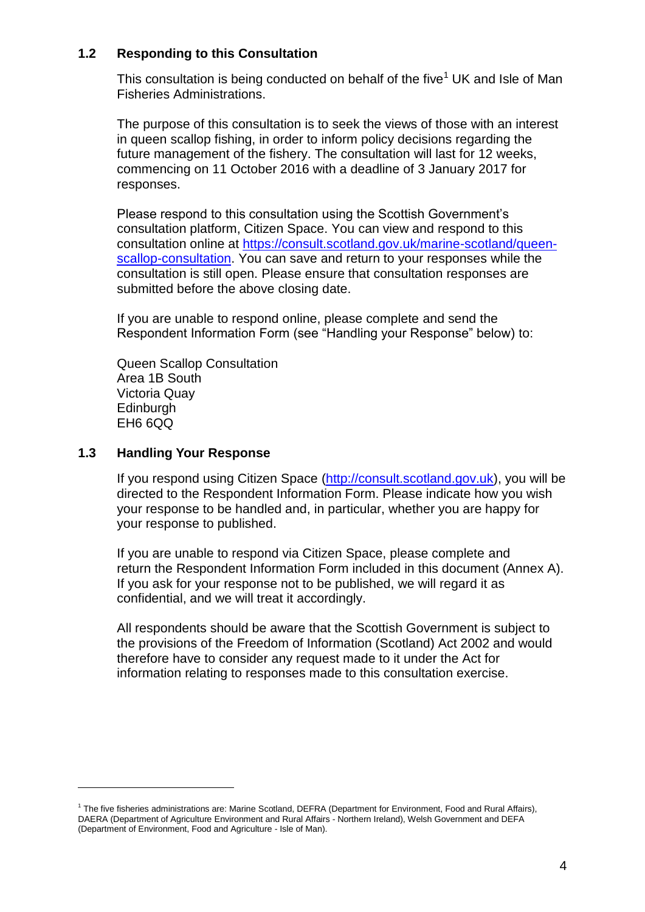### 1.2 Responding to this Consultation

This consultation is being conducted on behalf of the five[1] UK and Isle of Man Fisheries Administrations.

The purpose of this consultation is to seek the views of those with an interest in queen scallop fishing, in order to inform policy decisions regarding the future management of the fishery. The consultation will last for 12 weeks, commencing on 11 October 2016 with a deadline of 3 January 2017 for responses.

Please respond to this consultation using the Scottish Government's consultation platform, Citizen Space. You can view and respond to this consultation online at [https://consult.scotland.gov.uk/marine-scotland/queen-scallop-consultation](https://consult.scotland.gov.uk/marine-scotland/queen-scallop-consultation). You can save and return to your responses while the consultation is still open. Please ensure that consultation responses are submitted before the above closing date.

If you are unable to respond online, please complete and send the Respondent Information Form (see "Handling your Response" below) to:

Queen Scallop Consultation  
Area 1B South  
Victoria Quay  
Edinburgh  
EH6 6QQ

### 1.3 Handling Your Response

If you respond using Citizen Space ([http://consult.scotland.gov.uk](http://consult.scotland.gov.uk)), you will be directed to the Respondent Information Form. Please indicate how you wish your response to be handled and, in particular, whether you are happy for your response to published.

If you are unable to respond via Citizen Space, please complete and return the Respondent Information Form included in this document (Annex A). If you ask for your response not to be published, we will regard it as confidential, and we will treat it accordingly.

All respondents should be aware that the Scottish Government is subject to the provisions of the Freedom of Information (Scotland) Act 2002 and would therefore have to consider any request made to it under the Act for information relating to responses made to this consultation exercise.

---

[1] The five fisheries administrations are: Marine Scotland, DEFRA (Department for Environment, Food and Rural Affairs), DAERA (Department of Agriculture Environment and Rural Affairs - Northern Ireland), Welsh Government and DEFA (Department of Environment, Food and Agriculture - Isle of Man).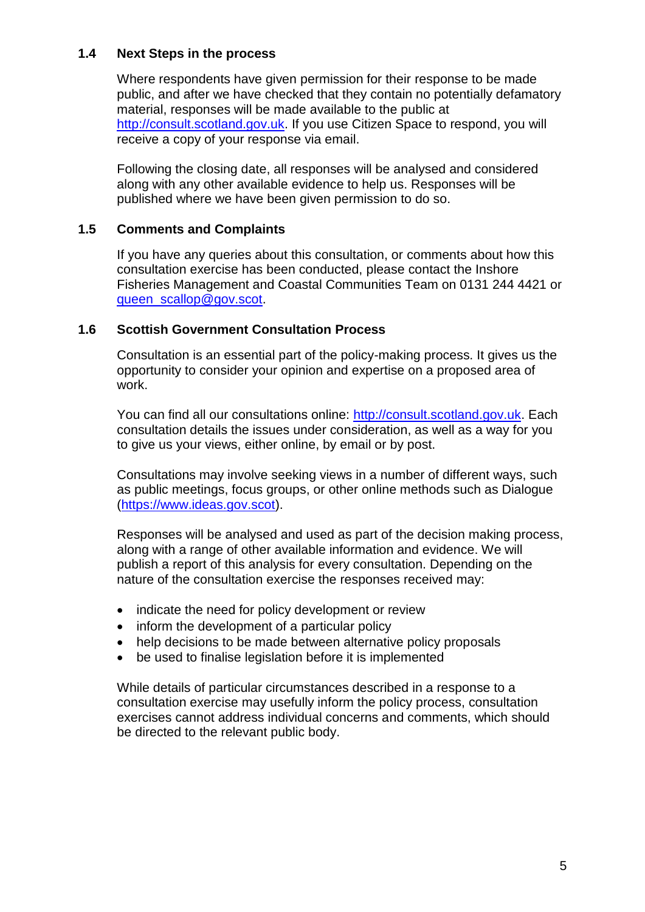### 1.4 Next Steps in the process

Where respondents have given permission for their response to be made public, and after we have checked that they contain no potentially defamatory material, responses will be made available to the public at http://consult.scotland.gov.uk. If you use Citizen Space to respond, you will receive a copy of your response via email.

Following the closing date, all responses will be analysed and considered along with any other available evidence to help us. Responses will be published where we have been given permission to do so.

### 1.5 Comments and Complaints

If you have any queries about this consultation, or comments about how this consultation exercise has been conducted, please contact the Inshore Fisheries Management and Coastal Communities Team on 0131 244 4421 or queen_scallop@gov.scot.

### 1.6 Scottish Government Consultation Process

Consultation is an essential part of the policy-making process. It gives us the opportunity to consider your opinion and expertise on a proposed area of work.

You can find all our consultations online: http://consult.scotland.gov.uk. Each consultation details the issues under consideration, as well as a way for you to give us your views, either online, by email or by post.

Consultations may involve seeking views in a number of different ways, such as public meetings, focus groups, or other online methods such as Dialogue (https://www.ideas.gov.scot).

Responses will be analysed and used as part of the decision making process, along with a range of other available information and evidence. We will publish a report of this analysis for every consultation. Depending on the nature of the consultation exercise the responses received may:

- indicate the need for policy development or review
- inform the development of a particular policy
- help decisions to be made between alternative policy proposals
- be used to finalise legislation before it is implemented

While details of particular circumstances described in a response to a consultation exercise may usefully inform the policy process, consultation exercises cannot address individual concerns and comments, which should be directed to the relevant public body.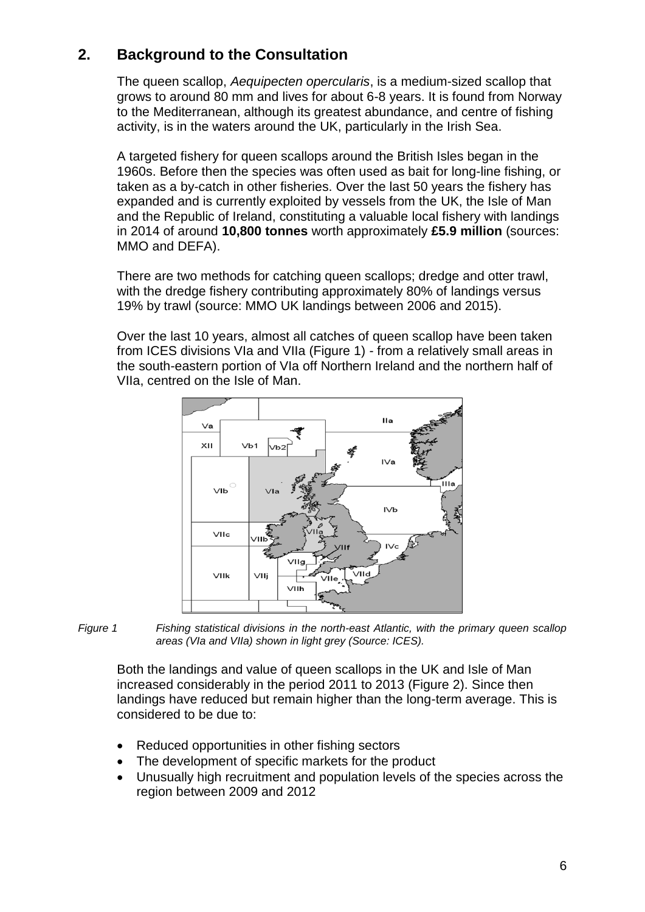## 2. Background to the Consultation

The queen scallop, *Aequipecten opercularis*, is a medium-sized scallop that grows to around 80 mm and lives for about 6-8 years. It is found from Norway to the Mediterranean, although its greatest abundance, and centre of fishing activity, is in the waters around the UK, particularly in the Irish Sea.

A targeted fishery for queen scallops around the British Isles began in the 1960s. Before then the species was often used as bait for long-line fishing, or taken as a by-catch in other fisheries. Over the last 50 years the fishery has expanded and is currently exploited by vessels from the UK, the Isle of Man and the Republic of Ireland, constituting a valuable local fishery with landings in 2014 of around **10,800 tonnes** worth approximately **£5.9 million** (sources: MMO and DEFA).

There are two methods for catching queen scallops; dredge and otter trawl, with the dredge fishery contributing approximately 80% of landings versus 19% by trawl (source: MMO UK landings between 2006 and 2015).

Over the last 10 years, almost all catches of queen scallop have been taken from ICES divisions VIa and VIIa (Figure 1) - from a relatively small areas in the south-eastern portion of VIa off Northern Ireland and the northern half of VIIa, centred on the Isle of Man.

IIa
Va
XII
Vb1
Vb2
IVa
IIIa
VIb
VIa
IVb
VIIc
VIIb
VIIa
VIIf
IVc
VIIg
VIIk
VIIj
VIIe
VIId
VIIh

*Figure 1 Fishing statistical divisions in the north-east Atlantic, with the primary queen scallop areas (VIa and VIIa) shown in light grey (Source: ICES).*

Both the landings and value of queen scallops in the UK and Isle of Man increased considerably in the period 2011 to 2013 (Figure 2). Since then landings have reduced but remain higher than the long-term average. This is considered to be due to:

- Reduced opportunities in other fishing sectors
- The development of specific markets for the product
- Unusually high recruitment and population levels of the species across the region between 2009 and 2012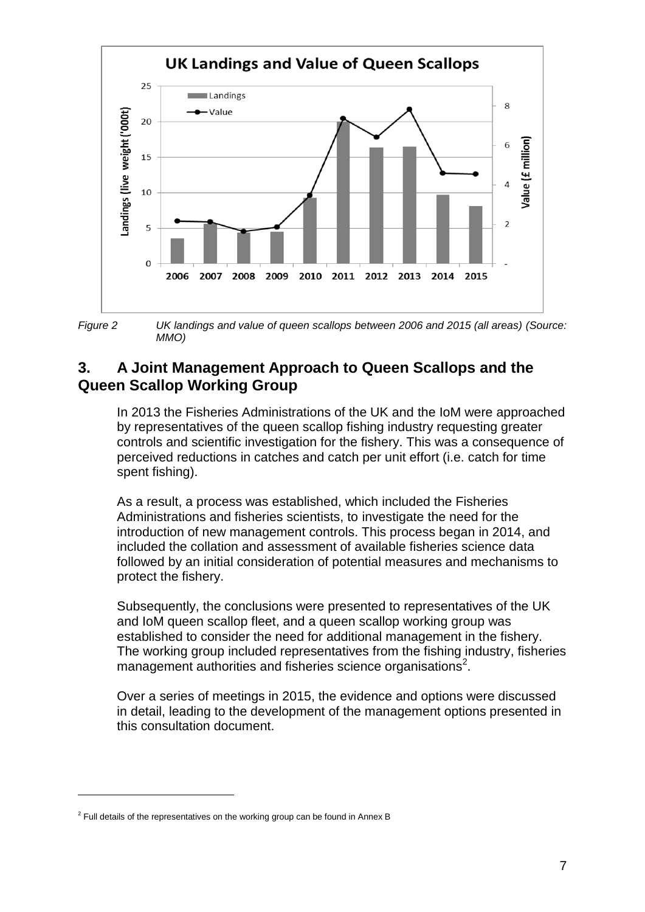UK Landings and Value of Queen Scallops

Landings (live weight ('000t))

25
20
15
10
5
0

Landings
Value

Value (£ million)

8
6
4
2
-

2006 2007 2008 2009 2010 2011 2012 2013 2014 2015

*Figure 2 UK landings and value of queen scallops between 2006 and 2015 (all areas) (Source: MMO)*

## 3. A Joint Management Approach to Queen Scallops and the Queen Scallop Working Group

In 2013 the Fisheries Administrations of the UK and the IoM were approached by representatives of the queen scallop fishing industry requesting greater controls and scientific investigation for the fishery. This was a consequence of perceived reductions in catches and catch per unit effort (i.e. catch for time spent fishing).

As a result, a process was established, which included the Fisheries Administrations and fisheries scientists, to investigate the need for the introduction of new management controls. This process began in 2014, and included the collation and assessment of available fisheries science data followed by an initial consideration of potential measures and mechanisms to protect the fishery.

Subsequently, the conclusions were presented to representatives of the UK and IoM queen scallop fleet, and a queen scallop working group was established to consider the need for additional management in the fishery. The working group included representatives from the fishing industry, fisheries management authorities and fisheries science organisations[2].

Over a series of meetings in 2015, the evidence and options were discussed in detail, leading to the development of the management options presented in this consultation document.

---

[2] Full details of the representatives on the working group can be found in Annex B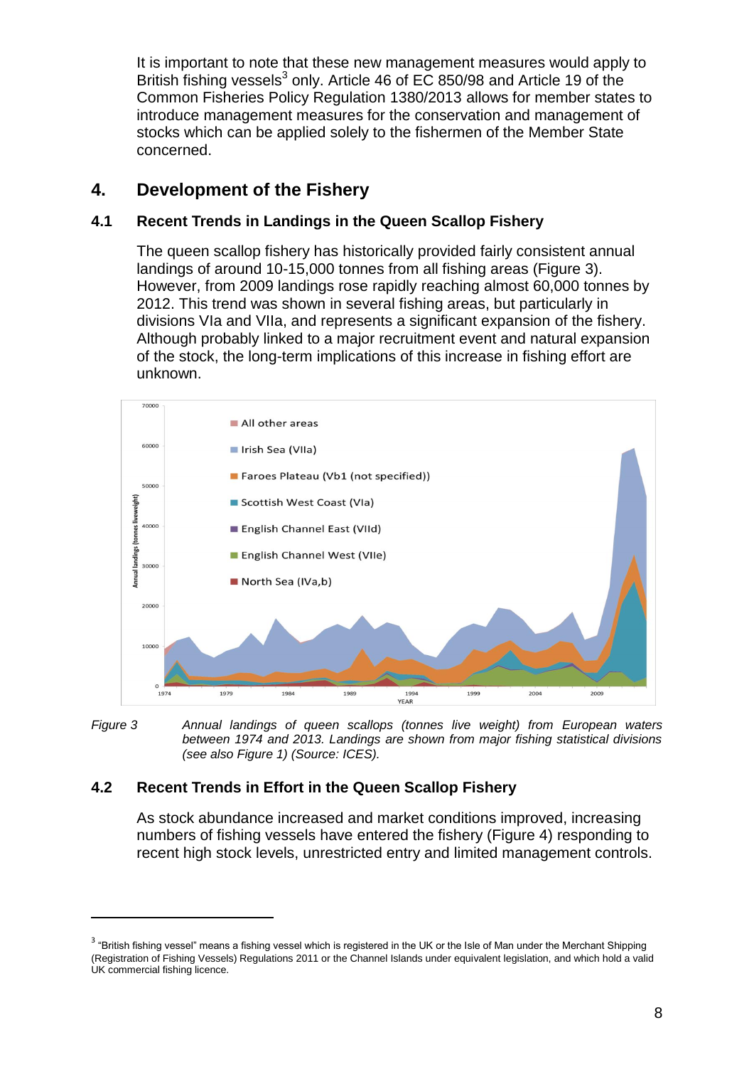It is important to note that these new management measures would apply to British fishing vessels[3] only. Article 46 of EC 850/98 and Article 19 of the Common Fisheries Policy Regulation 1380/2013 allows for member states to introduce management measures for the conservation and management of stocks which can be applied solely to the fishermen of the Member State concerned.

## 4. Development of the Fishery

### 4.1 Recent Trends in Landings in the Queen Scallop Fishery

The queen scallop fishery has historically provided fairly consistent annual landings of around 10-15,000 tonnes from all fishing areas (Figure 3). However, from 2009 landings rose rapidly reaching almost 60,000 tonnes by 2012. This trend was shown in several fishing areas, but particularly in divisions VIa and VIIa, and represents a significant expansion of the fishery. Although probably linked to a major recruitment event and natural expansion of the stock, the long-term implications of this increase in fishing effort are unknown.

Annual landings (tonnes liveweight)
70000
60000
50000
40000
30000
20000
10000
0
1974
1979
1984
1989
1994
1999
2004
2009
YEAR

All other areas
Irish Sea (VIIa)
Faroes Plateau (Vb1 (not specified))
Scottish West Coast (VIa)
English Channel East (VIId)
English Channel West (VIIe)
North Sea (IVa,b)

*Figure 3 Annual landings of queen scallops (tonnes live weight) from European waters between 1974 and 2013. Landings are shown from major fishing statistical divisions (see also Figure 1) (Source: ICES).*

### 4.2 Recent Trends in Effort in the Queen Scallop Fishery

As stock abundance increased and market conditions improved, increasing numbers of fishing vessels have entered the fishery (Figure 4) responding to recent high stock levels, unrestricted entry and limited management controls.

---

[3] "British fishing vessel" means a fishing vessel which is registered in the UK or the Isle of Man under the Merchant Shipping (Registration of Fishing Vessels) Regulations 2011 or the Channel Islands under equivalent legislation, and which hold a valid UK commercial fishing licence.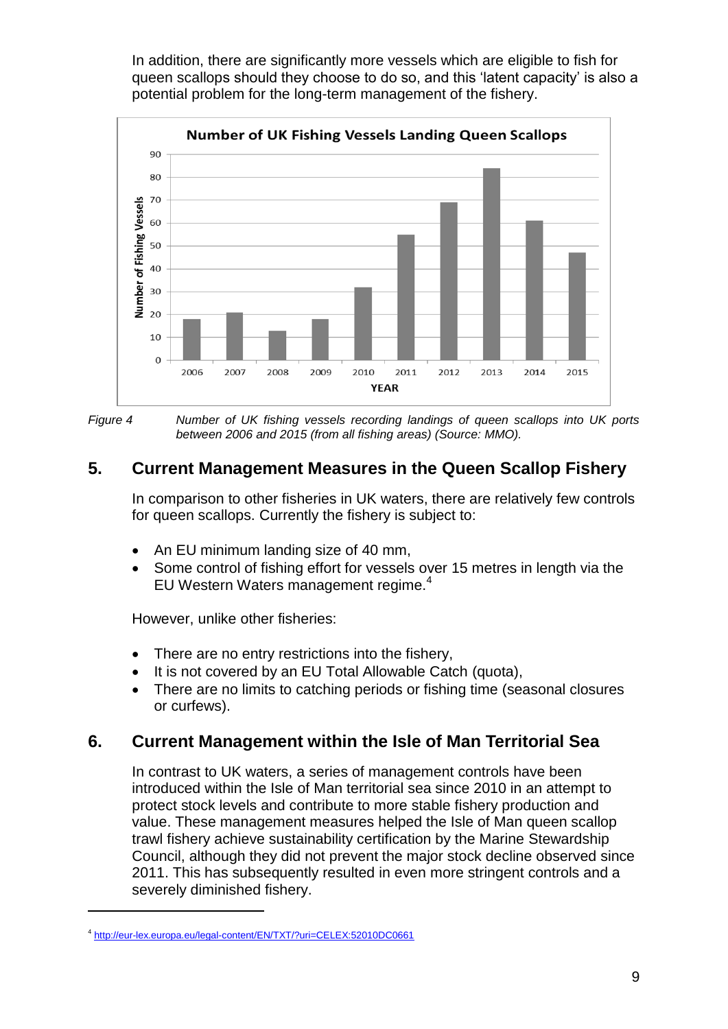In addition, there are significantly more vessels which are eligible to fish for queen scallops should they choose to do so, and this 'latent capacity' is also a potential problem for the long-term management of the fishery.

Number of UK Fishing Vessels Landing Queen Scallops

Number of Fishing Vessels

0
10
20
30
40
50
60
70
80
90

2006 2007 2008 2009 2010 2011 2012 2013 2014 2015

YEAR

*Figure 4* *Number of UK fishing vessels recording landings of queen scallops into UK ports between 2006 and 2015 (from all fishing areas) (Source: MMO).*

## 5. Current Management Measures in the Queen Scallop Fishery

In comparison to other fisheries in UK waters, there are relatively few controls for queen scallops. Currently the fishery is subject to:

- An EU minimum landing size of 40 mm,
- Some control of fishing effort for vessels over 15 metres in length via the EU Western Waters management regime.[4]

However, unlike other fisheries:

- There are no entry restrictions into the fishery,
- It is not covered by an EU Total Allowable Catch (quota),
- There are no limits to catching periods or fishing time (seasonal closures or curfews).

## 6. Current Management within the Isle of Man Territorial Sea

In contrast to UK waters, a series of management controls have been introduced within the Isle of Man territorial sea since 2010 in an attempt to protect stock levels and contribute to more stable fishery production and value. These management measures helped the Isle of Man queen scallop trawl fishery achieve sustainability certification by the Marine Stewardship Council, although they did not prevent the major stock decline observed since 2011. This has subsequently resulted in even more stringent controls and a severely diminished fishery.

[4] http://eur-lex.europa.eu/legal-content/EN/TXT/?uri=CELEX:52010DC0661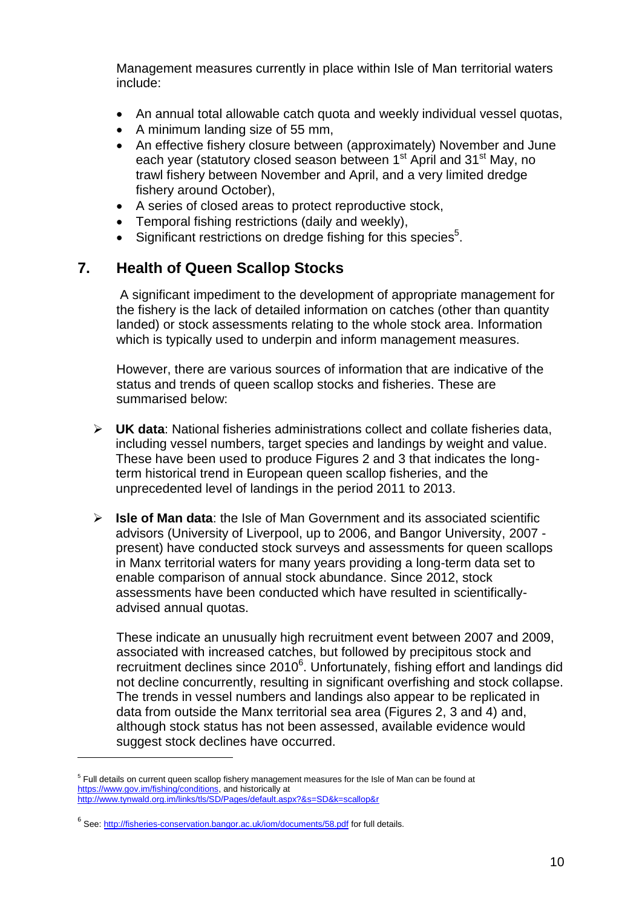Management measures currently in place within Isle of Man territorial waters include:

- An annual total allowable catch quota and weekly individual vessel quotas,
- A minimum landing size of 55 mm,
- An effective fishery closure between (approximately) November and June each year (statutory closed season between 1st April and 31st May, no trawl fishery between November and April, and a very limited dredge fishery around October),
- A series of closed areas to protect reproductive stock,
- Temporal fishing restrictions (daily and weekly),
- Significant restrictions on dredge fishing for this species[5].

## 7. Health of Queen Scallop Stocks

A significant impediment to the development of appropriate management for the fishery is the lack of detailed information on catches (other than quantity landed) or stock assessments relating to the whole stock area. Information which is typically used to underpin and inform management measures.

However, there are various sources of information that are indicative of the status and trends of queen scallop stocks and fisheries. These are summarised below:

- **UK data**: National fisheries administrations collect and collate fisheries data, including vessel numbers, target species and landings by weight and value. These have been used to produce Figures 2 and 3 that indicates the long-term historical trend in European queen scallop fisheries, and the unprecedented level of landings in the period 2011 to 2013.

- **Isle of Man data**: the Isle of Man Government and its associated scientific advisors (University of Liverpool, up to 2006, and Bangor University, 2007 - present) have conducted stock surveys and assessments for queen scallops in Manx territorial waters for many years providing a long-term data set to enable comparison of annual stock abundance. Since 2012, stock assessments have been conducted which have resulted in scientifically-advised annual quotas.

  These indicate an unusually high recruitment event between 2007 and 2009, associated with increased catches, but followed by precipitous stock and recruitment declines since 2010[6]. Unfortunately, fishing effort and landings did not decline concurrently, resulting in significant overfishing and stock collapse. The trends in vessel numbers and landings also appear to be replicated in data from outside the Manx territorial sea area (Figures 2, 3 and 4) and, although stock status has not been assessed, available evidence would suggest stock declines have occurred.

---

[5] Full details on current queen scallop fishery management measures for the Isle of Man can be found at https://www.gov.im/fishing/conditions, and historically at http://www.tynwald.org.im/links/tls/SD/Pages/default.aspx?&s=SD&k=scallop&r

[6] See: http://fisheries-conservation.bangor.ac.uk/iom/documents/58.pdf for full details.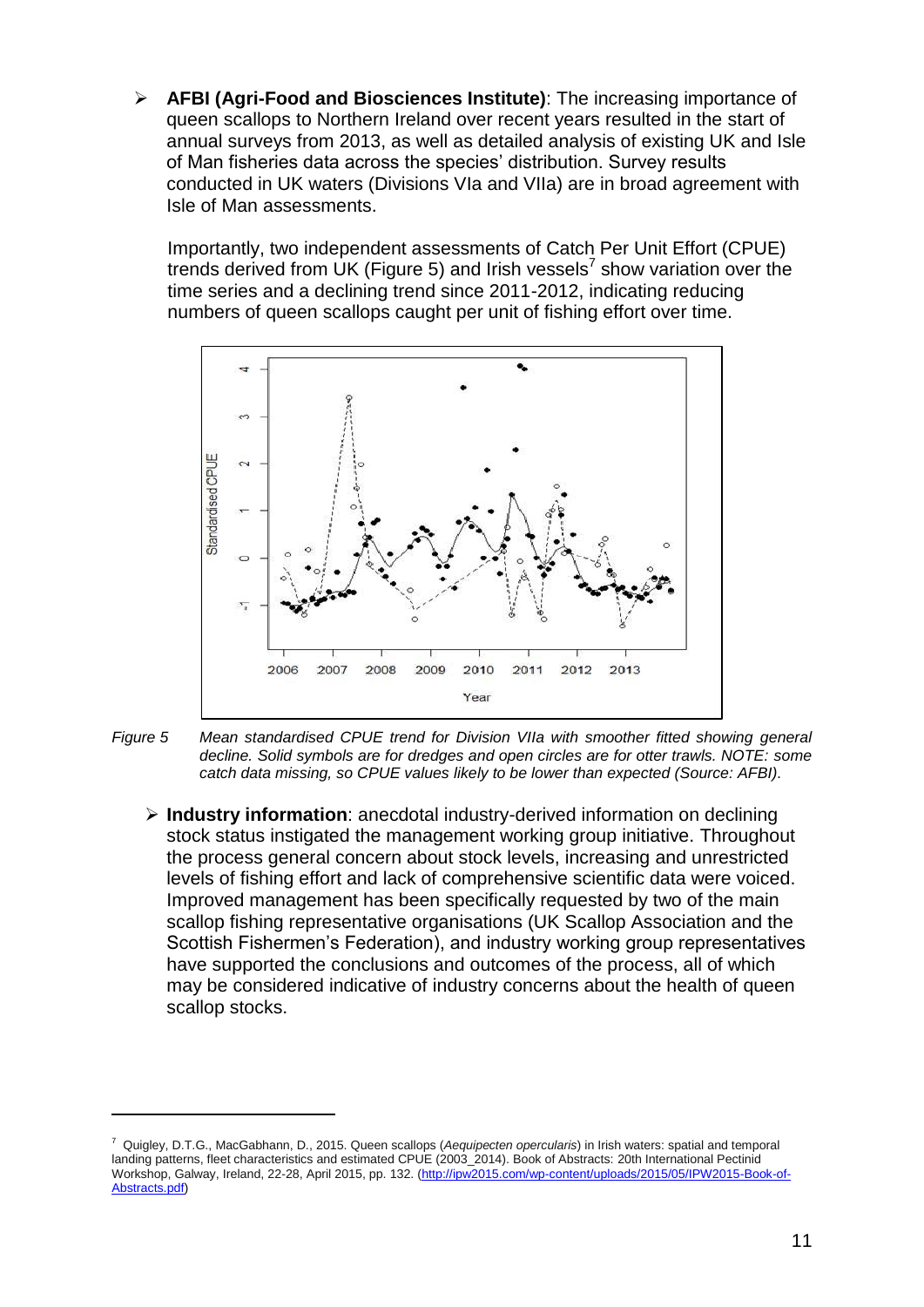- **AFBI (Agri-Food and Biosciences Institute)**: The increasing importance of queen scallops to Northern Ireland over recent years resulted in the start of annual surveys from 2013, as well as detailed analysis of existing UK and Isle of Man fisheries data across the species' distribution. Survey results conducted in UK waters (Divisions VIa and VIIa) are in broad agreement with Isle of Man assessments.

  Importantly, two independent assessments of Catch Per Unit Effort (CPUE) trends derived from UK (Figure 5) and Irish vessels[7] show variation over the time series and a declining trend since 2011-2012, indicating reducing numbers of queen scallops caught per unit of fishing effort over time.

Standardised CPUE

4
3
2
1
0
-1

2006 2007 2008 2009 2010 2011 2012 2013

Year

*Figure 5 Mean standardised CPUE trend for Division VIIa with smoother fitted showing general decline. Solid symbols are for dredges and open circles are for otter trawls. NOTE: some catch data missing, so CPUE values likely to be lower than expected (Source: AFBI).*

- **Industry information**: anecdotal industry-derived information on declining stock status instigated the management working group initiative. Throughout the process general concern about stock levels, increasing and unrestricted levels of fishing effort and lack of comprehensive scientific data were voiced. Improved management has been specifically requested by two of the main scallop fishing representative organisations (UK Scallop Association and the Scottish Fishermen's Federation), and industry working group representatives have supported the conclusions and outcomes of the process, all of which may be considered indicative of industry concerns about the health of queen scallop stocks.

---

[7] Quigley, D.T.G., MacGabhann, D., 2015. Queen scallops (*Aequipecten opercularis*) in Irish waters: spatial and temporal landing patterns, fleet characteristics and estimated CPUE (2003_2014). Book of Abstracts: 20th International Pectinid Workshop, Galway, Ireland, 22-28, April 2015, pp. 132. (http://ipw2015.com/wp-content/uploads/2015/05/IPW2015-Book-of-Abstracts.pdf)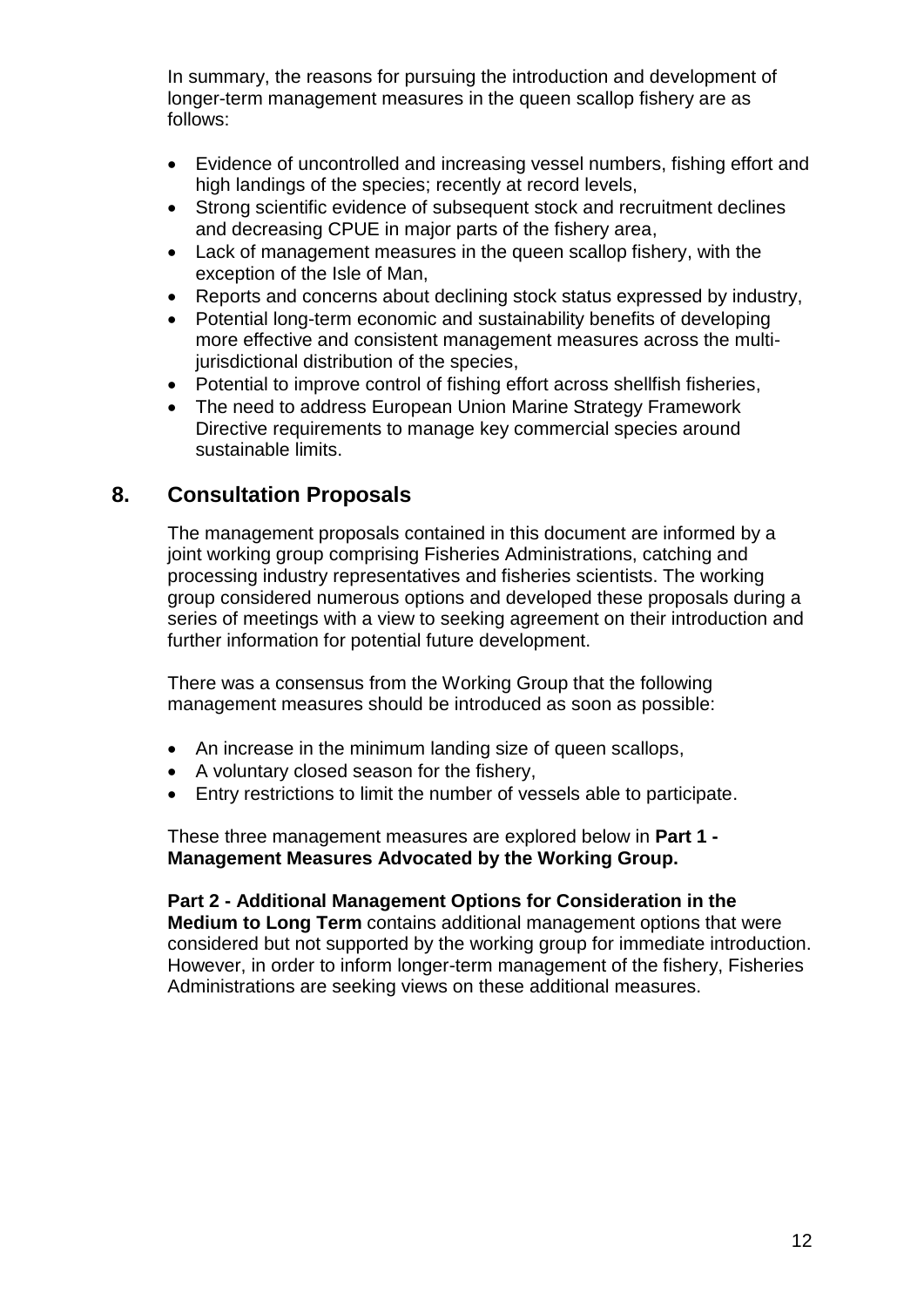In summary, the reasons for pursuing the introduction and development of longer-term management measures in the queen scallop fishery are as follows:

- Evidence of uncontrolled and increasing vessel numbers, fishing effort and high landings of the species; recently at record levels,
- Strong scientific evidence of subsequent stock and recruitment declines and decreasing CPUE in major parts of the fishery area,
- Lack of management measures in the queen scallop fishery, with the exception of the Isle of Man,
- Reports and concerns about declining stock status expressed by industry,
- Potential long-term economic and sustainability benefits of developing more effective and consistent management measures across the multi-jurisdictional distribution of the species,
- Potential to improve control of fishing effort across shellfish fisheries,
- The need to address European Union Marine Strategy Framework Directive requirements to manage key commercial species around sustainable limits.

## 8. Consultation Proposals

The management proposals contained in this document are informed by a joint working group comprising Fisheries Administrations, catching and processing industry representatives and fisheries scientists. The working group considered numerous options and developed these proposals during a series of meetings with a view to seeking agreement on their introduction and further information for potential future development.

There was a consensus from the Working Group that the following management measures should be introduced as soon as possible:

- An increase in the minimum landing size of queen scallops,
- A voluntary closed season for the fishery,
- Entry restrictions to limit the number of vessels able to participate.

These three management measures are explored below in **Part 1 - Management Measures Advocated by the Working Group.**

**Part 2 - Additional Management Options for Consideration in the Medium to Long Term** contains additional management options that were considered but not supported by the working group for immediate introduction. However, in order to inform longer-term management of the fishery, Fisheries Administrations are seeking views on these additional measures.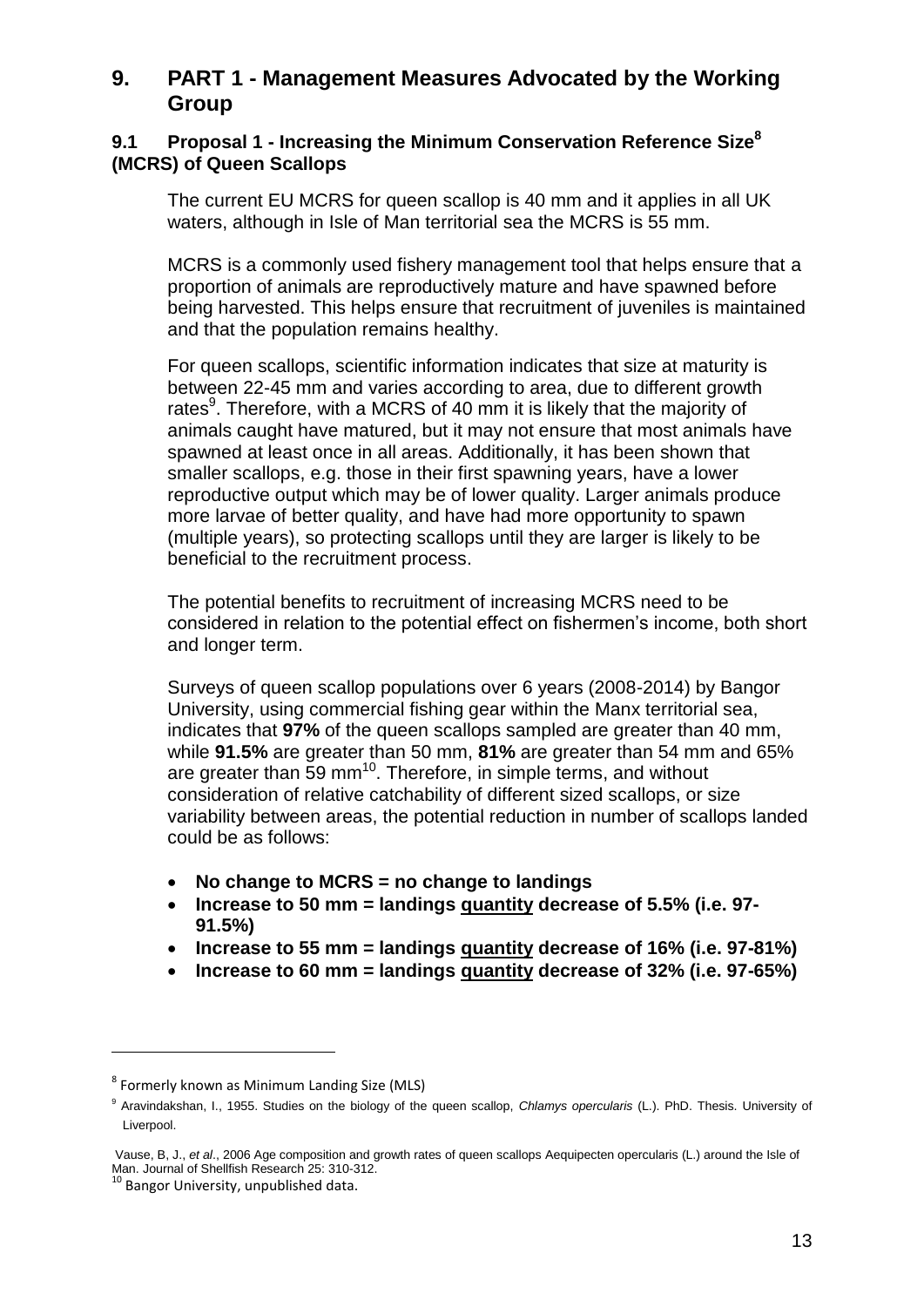## 9. PART 1 - Management Measures Advocated by the Working Group

### 9.1 Proposal 1 - Increasing the Minimum Conservation Reference Size[8] (MCRS) of Queen Scallops

The current EU MCRS for queen scallop is 40 mm and it applies in all UK waters, although in Isle of Man territorial sea the MCRS is 55 mm.

MCRS is a commonly used fishery management tool that helps ensure that a proportion of animals are reproductively mature and have spawned before being harvested. This helps ensure that recruitment of juveniles is maintained and that the population remains healthy.

For queen scallops, scientific information indicates that size at maturity is between 22-45 mm and varies according to area, due to different growth rates[9]. Therefore, with a MCRS of 40 mm it is likely that the majority of animals caught have matured, but it may not ensure that most animals have spawned at least once in all areas. Additionally, it has been shown that smaller scallops, e.g. those in their first spawning years, have a lower reproductive output which may be of lower quality. Larger animals produce more larvae of better quality, and have had more opportunity to spawn (multiple years), so protecting scallops until they are larger is likely to be beneficial to the recruitment process.

The potential benefits to recruitment of increasing MCRS need to be considered in relation to the potential effect on fishermen's income, both short and longer term.

Surveys of queen scallop populations over 6 years (2008-2014) by Bangor University, using commercial fishing gear within the Manx territorial sea, indicates that **97%** of the queen scallops sampled are greater than 40 mm, while **91.5%** are greater than 50 mm, **81%** are greater than 54 mm and 65% are greater than 59 mm[10]. Therefore, in simple terms, and without consideration of relative catchability of different sized scallops, or size variability between areas, the potential reduction in number of scallops landed could be as follows:

- **No change to MCRS = no change to landings**
- **Increase to 50 mm = landings quantity decrease of 5.5% (i.e. 97-91.5%)**
- **Increase to 55 mm = landings quantity decrease of 16% (i.e. 97-81%)**
- **Increase to 60 mm = landings quantity decrease of 32% (i.e. 97-65%)**

---

[8] Formerly known as Minimum Landing Size (MLS)

[9] Aravindakshan, I., 1955. Studies on the biology of the queen scallop, *Chlamys opercularis* (L.). PhD. Thesis. University of Liverpool.

Vause, B, J., *et al*., 2006 Age composition and growth rates of queen scallops Aequipecten opercularis (L.) around the Isle of Man. Journal of Shellfish Research 25: 310-312.

[10] Bangor University, unpublished data.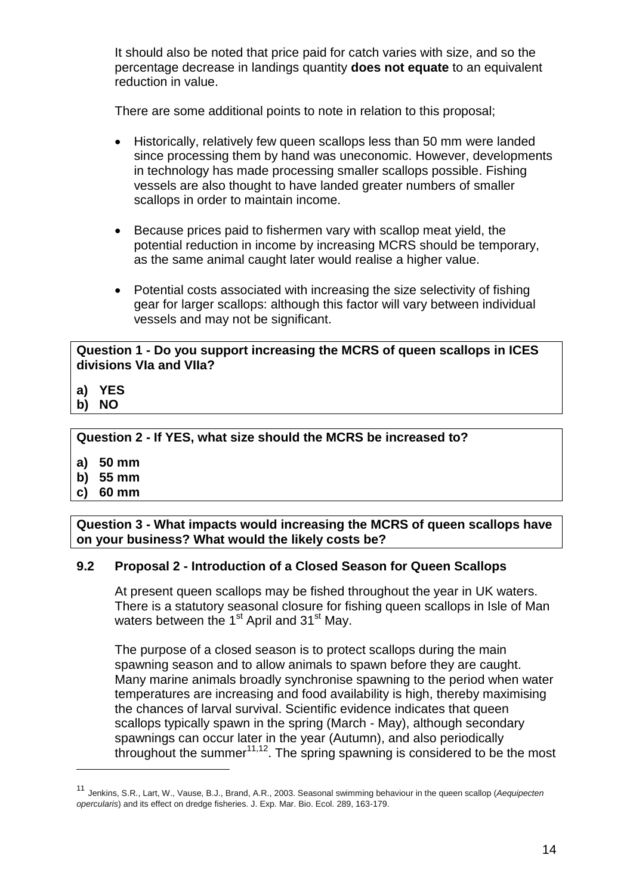It should also be noted that price paid for catch varies with size, and so the percentage decrease in landings quantity **does not equate** to an equivalent reduction in value.

There are some additional points to note in relation to this proposal;

- Historically, relatively few queen scallops less than 50 mm were landed since processing them by hand was uneconomic. However, developments in technology has made processing smaller scallops possible. Fishing vessels are also thought to have landed greater numbers of smaller scallops in order to maintain income.
- Because prices paid to fishermen vary with scallop meat yield, the potential reduction in income by increasing MCRS should be temporary, as the same animal caught later would realise a higher value.
- Potential costs associated with increasing the size selectivity of fishing gear for larger scallops: although this factor will vary between individual vessels and may not be significant.

**Question 1 - Do you support increasing the MCRS of queen scallops in ICES divisions VIa and VIIa?**

**a) YES**
**b) NO**

**Question 2 - If YES, what size should the MCRS be increased to?**

**a) 50 mm**
**b) 55 mm**
**c) 60 mm**

**Question 3 - What impacts would increasing the MCRS of queen scallops have on your business? What would the likely costs be?**

### 9.2 Proposal 2 - Introduction of a Closed Season for Queen Scallops

At present queen scallops may be fished throughout the year in UK waters. There is a statutory seasonal closure for fishing queen scallops in Isle of Man waters between the 1st April and 31st May.

The purpose of a closed season is to protect scallops during the main spawning season and to allow animals to spawn before they are caught. Many marine animals broadly synchronise spawning to the period when water temperatures are increasing and food availability is high, thereby maximising the chances of larval survival. Scientific evidence indicates that queen scallops typically spawn in the spring (March - May), although secondary spawnings can occur later in the year (Autumn), and also periodically throughout the summer[11,12]. The spring spawning is considered to be the most

[11] Jenkins, S.R., Lart, W., Vause, B.J., Brand, A.R., 2003. Seasonal swimming behaviour in the queen scallop (*Aequipecten opercularis*) and its effect on dredge fisheries. J. Exp. Mar. Bio. Ecol. 289, 163-179.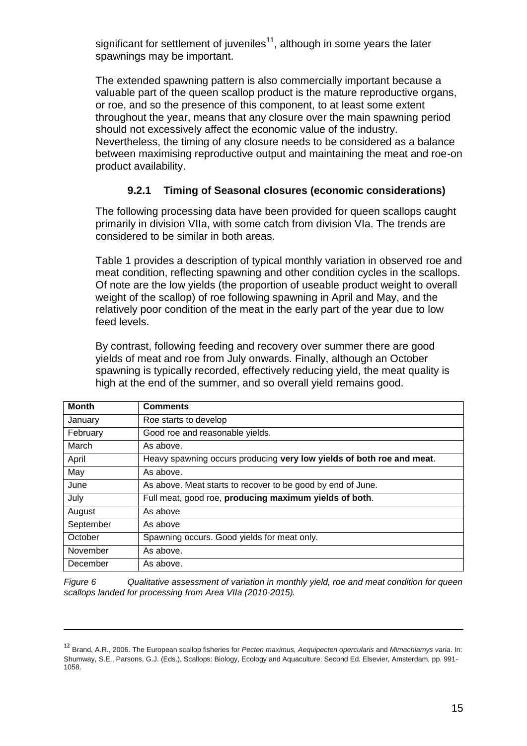significant for settlement of juveniles[11], although in some years the later spawnings may be important.

The extended spawning pattern is also commercially important because a valuable part of the queen scallop product is the mature reproductive organs, or roe, and so the presence of this component, to at least some extent throughout the year, means that any closure over the main spawning period should not excessively affect the economic value of the industry. Nevertheless, the timing of any closure needs to be considered as a balance between maximising reproductive output and maintaining the meat and roe-on product availability.

### 9.2.1 Timing of Seasonal closures (economic considerations)

The following processing data have been provided for queen scallops caught primarily in division VIIa, with some catch from division VIa. The trends are considered to be similar in both areas.

Table 1 provides a description of typical monthly variation in observed roe and meat condition, reflecting spawning and other condition cycles in the scallops. Of note are the low yields (the proportion of useable product weight to overall weight of the scallop) of roe following spawning in April and May, and the relatively poor condition of the meat in the early part of the year due to low feed levels.

By contrast, following feeding and recovery over summer there are good yields of meat and roe from July onwards. Finally, although an October spawning is typically recorded, effectively reducing yield, the meat quality is high at the end of the summer, and so overall yield remains good.

| Month | Comments |
|---|---|
| January | Roe starts to develop |
| February | Good roe and reasonable yields. |
| March | As above. |
| April | Heavy spawning occurs producing **very low yields of both roe and meat**. |
| May | As above. |
| June | As above. Meat starts to recover to be good by end of June. |
| July | Full meat, good roe, **producing maximum yields of both**. |
| August | As above |
| September | As above |
| October | Spawning occurs. Good yields for meat only. |
| November | As above. |
| December | As above. |

*Figure 6 Qualitative assessment of variation in monthly yield, roe and meat condition for queen scallops landed for processing from Area VIIa (2010-2015).*

[12] Brand, A.R., 2006. The European scallop fisheries for *Pecten maximus, Aequipecten opercularis* and *Mimachlamys varia*. In: Shumway, S.E., Parsons, G.J. (Eds.), Scallops: Biology, Ecology and Aquaculture, Second Ed. Elsevier, Amsterdam, pp. 991-1058.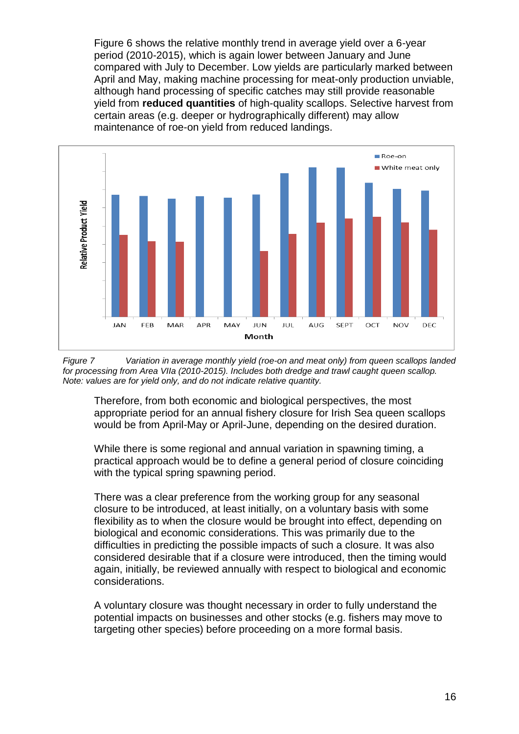Figure 6 shows the relative monthly trend in average yield over a 6-year period (2010-2015), which is again lower between January and June compared with July to December. Low yields are particularly marked between April and May, making machine processing for meat-only production unviable, although hand processing of specific catches may still provide reasonable yield from **reduced quantities** of high-quality scallops. Selective harvest from certain areas (e.g. deeper or hydrographically different) may allow maintenance of roe-on yield from reduced landings.

Roe-on
White meat only
Relative Product Yield
JAN FEB MAR APR MAY JUN JUL AUG SEPT OCT NOV DEC
Month

*Figure 7 Variation in average monthly yield (roe-on and meat only) from queen scallops landed for processing from Area VIIa (2010-2015). Includes both dredge and trawl caught queen scallop. Note: values are for yield only, and do not indicate relative quantity.*

Therefore, from both economic and biological perspectives, the most appropriate period for an annual fishery closure for Irish Sea queen scallops would be from April-May or April-June, depending on the desired duration.

While there is some regional and annual variation in spawning timing, a practical approach would be to define a general period of closure coinciding with the typical spring spawning period.

There was a clear preference from the working group for any seasonal closure to be introduced, at least initially, on a voluntary basis with some flexibility as to when the closure would be brought into effect, depending on biological and economic considerations. This was primarily due to the difficulties in predicting the possible impacts of such a closure. It was also considered desirable that if a closure were introduced, then the timing would again, initially, be reviewed annually with respect to biological and economic considerations.

A voluntary closure was thought necessary in order to fully understand the potential impacts on businesses and other stocks (e.g. fishers may move to targeting other species) before proceeding on a more formal basis.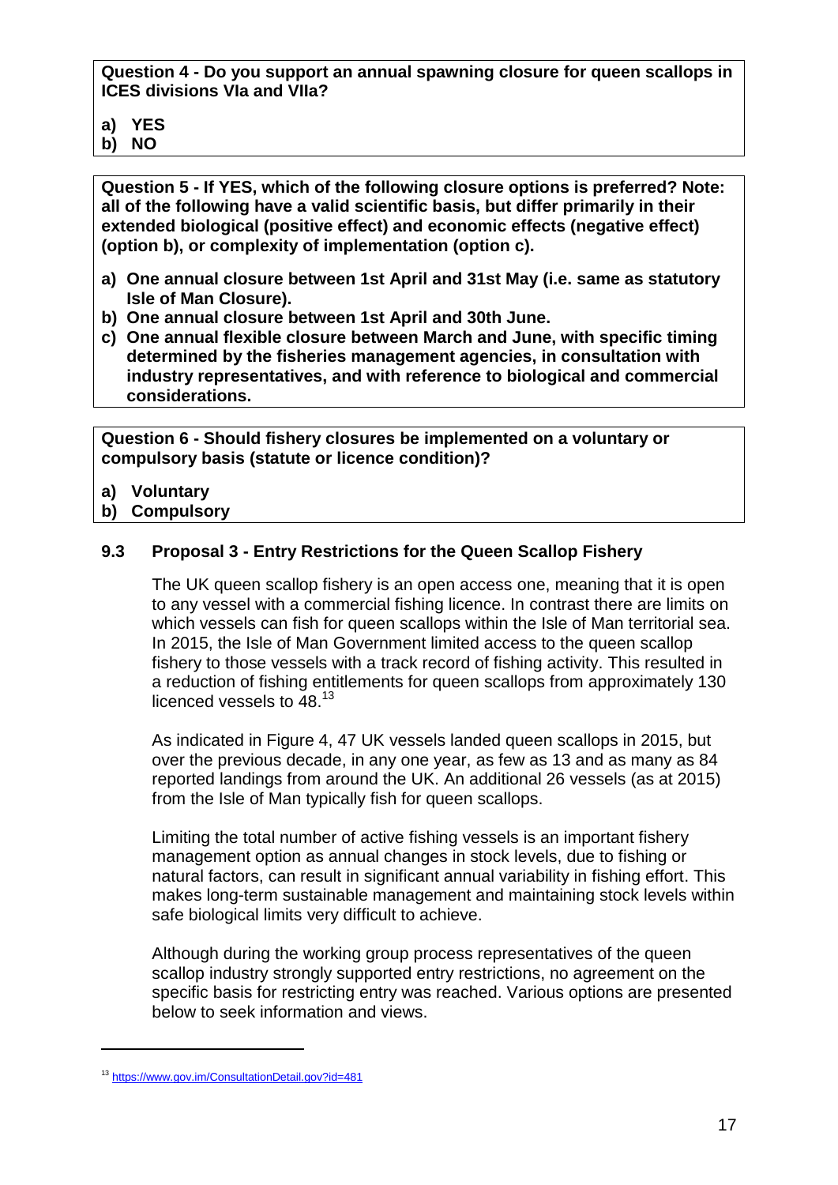**Question 4 - Do you support an annual spawning closure for queen scallops in ICES divisions VIa and VIIa?**

**a) YES**
**b) NO**

**Question 5 - If YES, which of the following closure options is preferred? Note: all of the following have a valid scientific basis, but differ primarily in their extended biological (positive effect) and economic effects (negative effect) (option b), or complexity of implementation (option c).**

**a) One annual closure between 1st April and 31st May (i.e. same as statutory Isle of Man Closure).**
**b) One annual closure between 1st April and 30th June.**
**c) One annual flexible closure between March and June, with specific timing determined by the fisheries management agencies, in consultation with industry representatives, and with reference to biological and commercial considerations.**

**Question 6 - Should fishery closures be implemented on a voluntary or compulsory basis (statute or licence condition)?**

**a) Voluntary**
**b) Compulsory**

### 9.3 Proposal 3 - Entry Restrictions for the Queen Scallop Fishery

The UK queen scallop fishery is an open access one, meaning that it is open to any vessel with a commercial fishing licence. In contrast there are limits on which vessels can fish for queen scallops within the Isle of Man territorial sea. In 2015, the Isle of Man Government limited access to the queen scallop fishery to those vessels with a track record of fishing activity. This resulted in a reduction of fishing entitlements for queen scallops from approximately 130 licenced vessels to 48.[13]

As indicated in Figure 4, 47 UK vessels landed queen scallops in 2015, but over the previous decade, in any one year, as few as 13 and as many as 84 reported landings from around the UK. An additional 26 vessels (as at 2015) from the Isle of Man typically fish for queen scallops.

Limiting the total number of active fishing vessels is an important fishery management option as annual changes in stock levels, due to fishing or natural factors, can result in significant annual variability in fishing effort. This makes long-term sustainable management and maintaining stock levels within safe biological limits very difficult to achieve.

Although during the working group process representatives of the queen scallop industry strongly supported entry restrictions, no agreement on the specific basis for restricting entry was reached. Various options are presented below to seek information and views.

[13] https://www.gov.im/ConsultationDetail.gov?id=481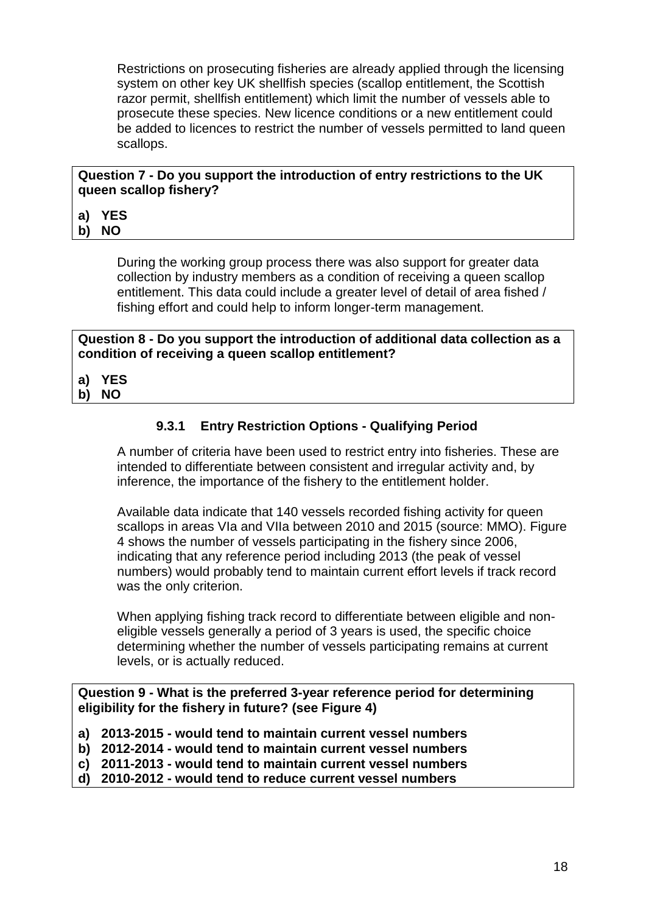Restrictions on prosecuting fisheries are already applied through the licensing system on other key UK shellfish species (scallop entitlement, the Scottish razor permit, shellfish entitlement) which limit the number of vessels able to prosecute these species. New licence conditions or a new entitlement could be added to licences to restrict the number of vessels permitted to land queen scallops.

**Question 7 - Do you support the introduction of entry restrictions to the UK queen scallop fishery?**

**a) YES**
**b) NO**

During the working group process there was also support for greater data collection by industry members as a condition of receiving a queen scallop entitlement. This data could include a greater level of detail of area fished / fishing effort and could help to inform longer-term management.

**Question 8 - Do you support the introduction of additional data collection as a condition of receiving a queen scallop entitlement?**

**a) YES**
**b) NO**

### 9.3.1 Entry Restriction Options - Qualifying Period

A number of criteria have been used to restrict entry into fisheries. These are intended to differentiate between consistent and irregular activity and, by inference, the importance of the fishery to the entitlement holder.

Available data indicate that 140 vessels recorded fishing activity for queen scallops in areas VIa and VIIa between 2010 and 2015 (source: MMO). Figure 4 shows the number of vessels participating in the fishery since 2006, indicating that any reference period including 2013 (the peak of vessel numbers) would probably tend to maintain current effort levels if track record was the only criterion.

When applying fishing track record to differentiate between eligible and non-eligible vessels generally a period of 3 years is used, the specific choice determining whether the number of vessels participating remains at current levels, or is actually reduced.

**Question 9 - What is the preferred 3-year reference period for determining eligibility for the fishery in future? (see Figure 4)**

**a) 2013-2015 - would tend to maintain current vessel numbers**
**b) 2012-2014 - would tend to maintain current vessel numbers**
**c) 2011-2013 - would tend to maintain current vessel numbers**
**d) 2010-2012 - would tend to reduce current vessel numbers**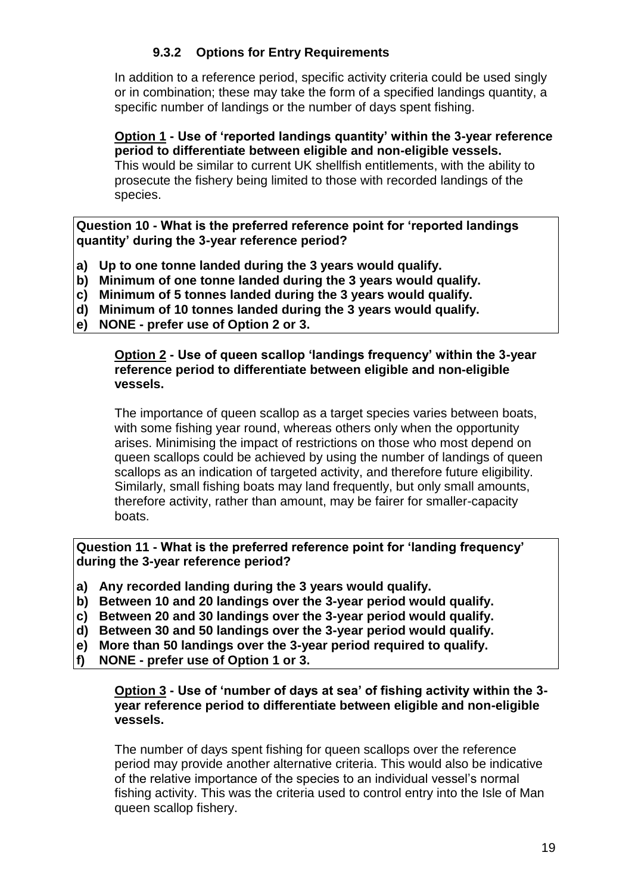### 9.3.2 Options for Entry Requirements

In addition to a reference period, specific activity criteria could be used singly or in combination; these may take the form of a specified landings quantity, a specific number of landings or the number of days spent fishing.

**<u>Option 1</u> - Use of 'reported landings quantity' within the 3-year reference period to differentiate between eligible and non-eligible vessels.**
This would be similar to current UK shellfish entitlements, with the ability to prosecute the fishery being limited to those with recorded landings of the species.

**Question 10 - What is the preferred reference point for 'reported landings quantity' during the 3-year reference period?**

- **a) Up to one tonne landed during the 3 years would qualify.**
- **b) Minimum of one tonne landed during the 3 years would qualify.**
- **c) Minimum of 5 tonnes landed during the 3 years would qualify.**
- **d) Minimum of 10 tonnes landed during the 3 years would qualify.**
- **e) NONE - prefer use of Option 2 or 3.**

**<u>Option 2</u> - Use of queen scallop 'landings frequency' within the 3-year reference period to differentiate between eligible and non-eligible vessels.**

The importance of queen scallop as a target species varies between boats, with some fishing year round, whereas others only when the opportunity arises. Minimising the impact of restrictions on those who most depend on queen scallops could be achieved by using the number of landings of queen scallops as an indication of targeted activity, and therefore future eligibility. Similarly, small fishing boats may land frequently, but only small amounts, therefore activity, rather than amount, may be fairer for smaller-capacity boats.

**Question 11 - What is the preferred reference point for 'landing frequency' during the 3-year reference period?**

- **a) Any recorded landing during the 3 years would qualify.**
- **b) Between 10 and 20 landings over the 3-year period would qualify.**
- **c) Between 20 and 30 landings over the 3-year period would qualify.**
- **d) Between 30 and 50 landings over the 3-year period would qualify.**
- **e) More than 50 landings over the 3-year period required to qualify.**
- **f) NONE - prefer use of Option 1 or 3.**

**<u>Option 3</u> - Use of 'number of days at sea' of fishing activity within the 3-year reference period to differentiate between eligible and non-eligible vessels.**

The number of days spent fishing for queen scallops over the reference period may provide another alternative criteria. This would also be indicative of the relative importance of the species to an individual vessel's normal fishing activity. This was the criteria used to control entry into the Isle of Man queen scallop fishery.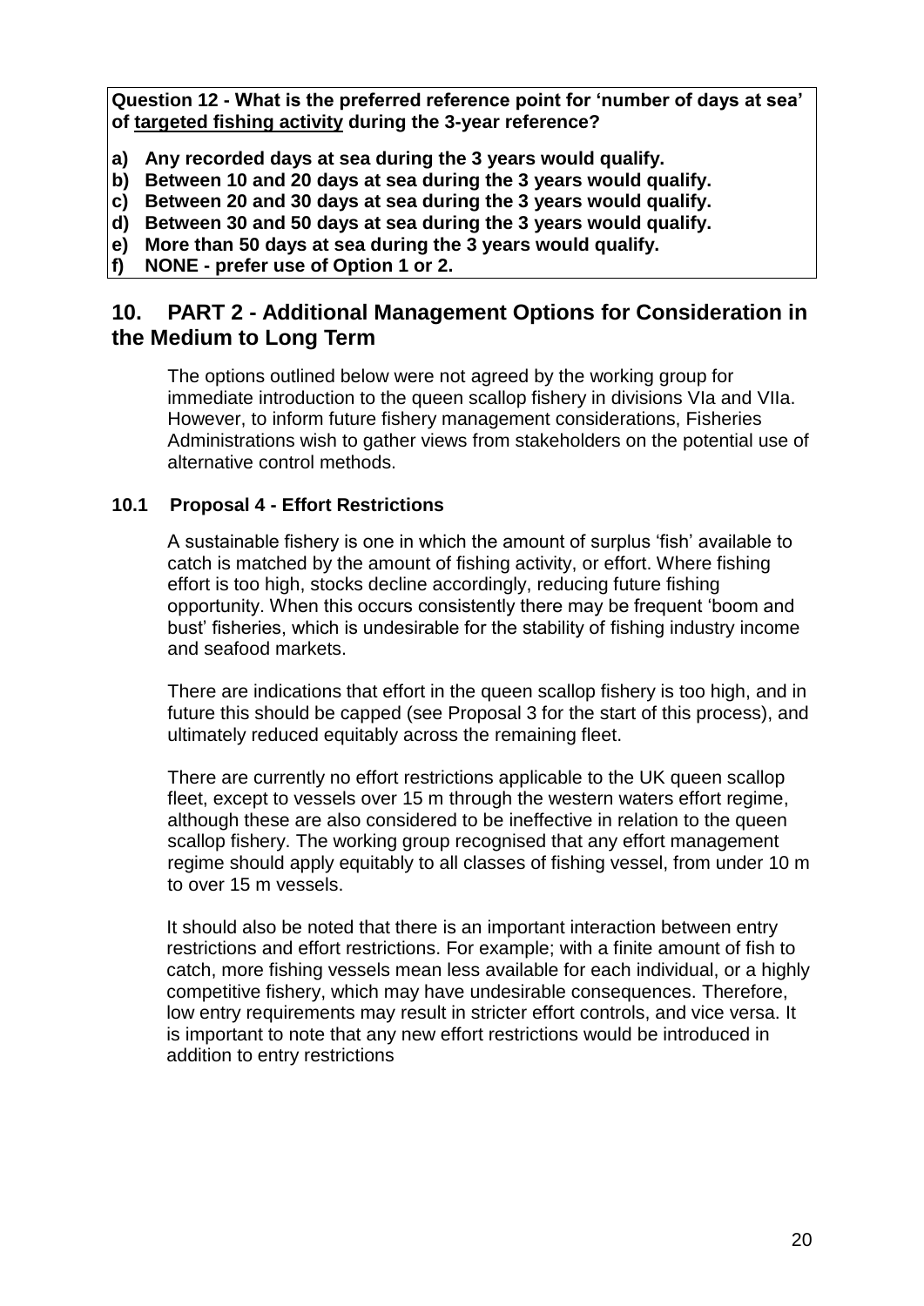**Question 12 - What is the preferred reference point for 'number of days at sea' of <u>targeted fishing activity</u> during the 3-year reference?**

- **a) Any recorded days at sea during the 3 years would qualify.**
- **b) Between 10 and 20 days at sea during the 3 years would qualify.**
- **c) Between 20 and 30 days at sea during the 3 years would qualify.**
- **d) Between 30 and 50 days at sea during the 3 years would qualify.**
- **e) More than 50 days at sea during the 3 years would qualify.**
- **f) NONE - prefer use of Option 1 or 2.**

## 10. PART 2 - Additional Management Options for Consideration in the Medium to Long Term

The options outlined below were not agreed by the working group for immediate introduction to the queen scallop fishery in divisions VIa and VIIa. However, to inform future fishery management considerations, Fisheries Administrations wish to gather views from stakeholders on the potential use of alternative control methods.

### 10.1 Proposal 4 - Effort Restrictions

A sustainable fishery is one in which the amount of surplus 'fish' available to catch is matched by the amount of fishing activity, or effort. Where fishing effort is too high, stocks decline accordingly, reducing future fishing opportunity. When this occurs consistently there may be frequent 'boom and bust' fisheries, which is undesirable for the stability of fishing industry income and seafood markets.

There are indications that effort in the queen scallop fishery is too high, and in future this should be capped (see Proposal 3 for the start of this process), and ultimately reduced equitably across the remaining fleet.

There are currently no effort restrictions applicable to the UK queen scallop fleet, except to vessels over 15 m through the western waters effort regime, although these are also considered to be ineffective in relation to the queen scallop fishery. The working group recognised that any effort management regime should apply equitably to all classes of fishing vessel, from under 10 m to over 15 m vessels.

It should also be noted that there is an important interaction between entry restrictions and effort restrictions. For example; with a finite amount of fish to catch, more fishing vessels mean less available for each individual, or a highly competitive fishery, which may have undesirable consequences. Therefore, low entry requirements may result in stricter effort controls, and vice versa. It is important to note that any new effort restrictions would be introduced in addition to entry restrictions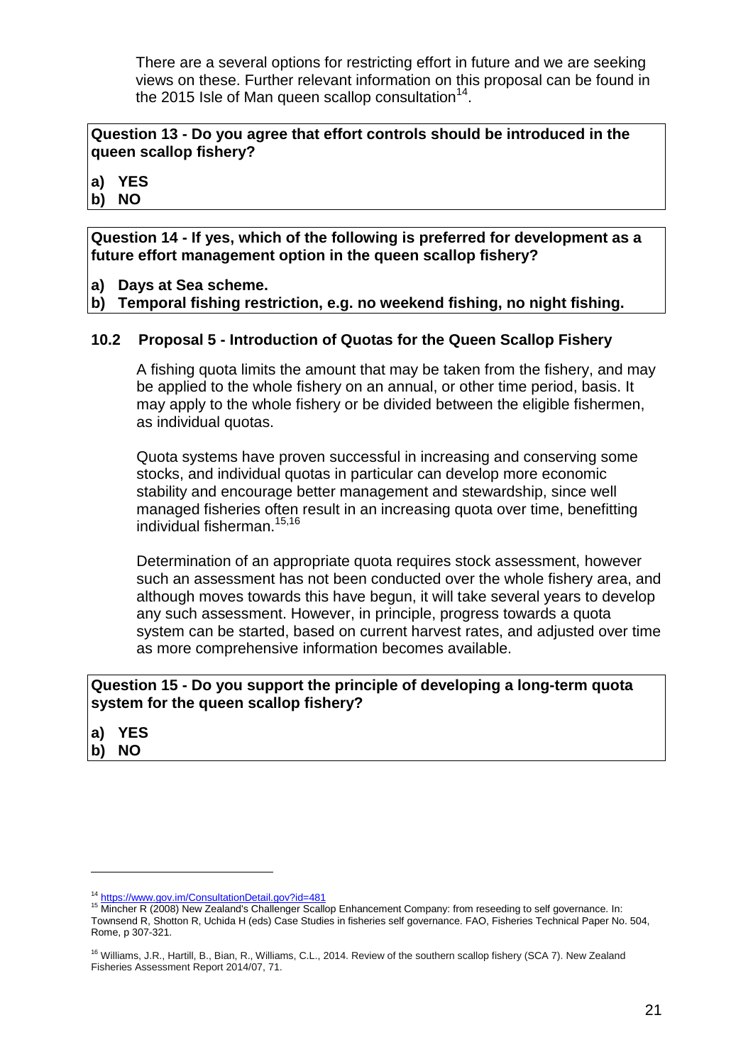There are a several options for restricting effort in future and we are seeking views on these. Further relevant information on this proposal can be found in the 2015 Isle of Man queen scallop consultation[14].

**Question 13 - Do you agree that effort controls should be introduced in the queen scallop fishery?**

**a) YES**
**b) NO**

**Question 14 - If yes, which of the following is preferred for development as a future effort management option in the queen scallop fishery?**

**a) Days at Sea scheme.**
**b) Temporal fishing restriction, e.g. no weekend fishing, no night fishing.**

### 10.2 Proposal 5 - Introduction of Quotas for the Queen Scallop Fishery

A fishing quota limits the amount that may be taken from the fishery, and may be applied to the whole fishery on an annual, or other time period, basis. It may apply to the whole fishery or be divided between the eligible fishermen, as individual quotas.

Quota systems have proven successful in increasing and conserving some stocks, and individual quotas in particular can develop more economic stability and encourage better management and stewardship, since well managed fisheries often result in an increasing quota over time, benefitting individual fisherman.[15,16]

Determination of an appropriate quota requires stock assessment, however such an assessment has not been conducted over the whole fishery area, and although moves towards this have begun, it will take several years to develop any such assessment. However, in principle, progress towards a quota system can be started, based on current harvest rates, and adjusted over time as more comprehensive information becomes available.

**Question 15 - Do you support the principle of developing a long-term quota system for the queen scallop fishery?**

**a) YES**
**b) NO**

---

[14] https://www.gov.im/ConsultationDetail.gov?id=481

[15] Mincher R (2008) New Zealand's Challenger Scallop Enhancement Company: from reseeding to self governance. In: Townsend R, Shotton R, Uchida H (eds) Case Studies in fisheries self governance. FAO, Fisheries Technical Paper No. 504, Rome, p 307-321.

[16] Williams, J.R., Hartill, B., Bian, R., Williams, C.L., 2014. Review of the southern scallop fishery (SCA 7). New Zealand Fisheries Assessment Report 2014/07, 71.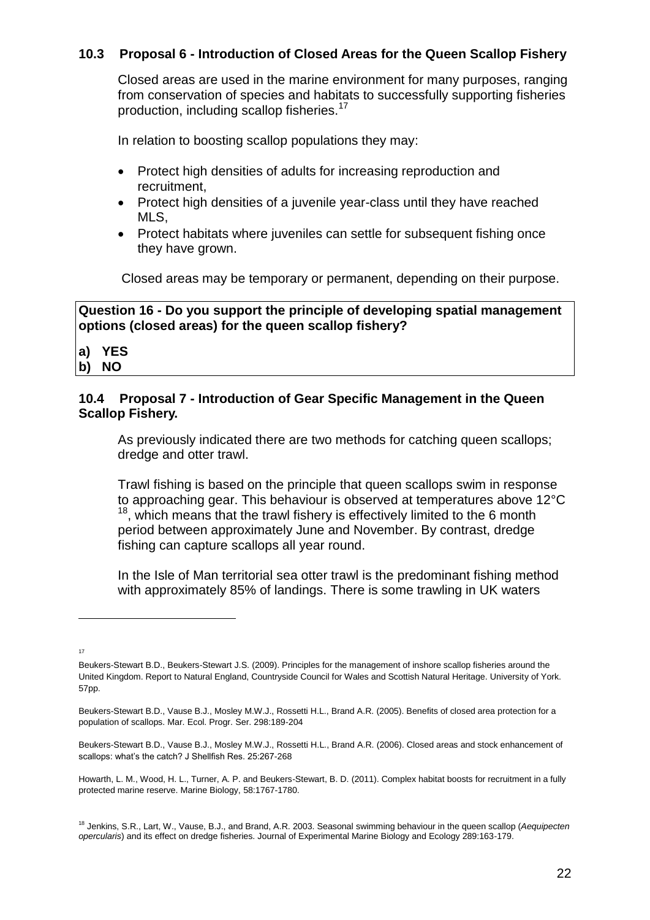### 10.3 Proposal 6 - Introduction of Closed Areas for the Queen Scallop Fishery

Closed areas are used in the marine environment for many purposes, ranging from conservation of species and habitats to successfully supporting fisheries production, including scallop fisheries.[17]

In relation to boosting scallop populations they may:

- Protect high densities of adults for increasing reproduction and recruitment,
- Protect high densities of a juvenile year-class until they have reached MLS,
- Protect habitats where juveniles can settle for subsequent fishing once they have grown.

Closed areas may be temporary or permanent, depending on their purpose.

**Question 16 - Do you support the principle of developing spatial management options (closed areas) for the queen scallop fishery?**

**a) YES**
**b) NO**

### 10.4 Proposal 7 - Introduction of Gear Specific Management in the Queen Scallop Fishery.

As previously indicated there are two methods for catching queen scallops; dredge and otter trawl.

Trawl fishing is based on the principle that queen scallops swim in response to approaching gear. This behaviour is observed at temperatures above 12°C [18], which means that the trawl fishery is effectively limited to the 6 month period between approximately June and November. By contrast, dredge fishing can capture scallops all year round.

In the Isle of Man territorial sea otter trawl is the predominant fishing method with approximately 85% of landings. There is some trawling in UK waters

---

[17]

Beukers-Stewart B.D., Beukers-Stewart J.S. (2009). Principles for the management of inshore scallop fisheries around the United Kingdom. Report to Natural England, Countryside Council for Wales and Scottish Natural Heritage. University of York. 57pp.

Beukers-Stewart B.D., Vause B.J., Mosley M.W.J., Rossetti H.L., Brand A.R. (2005). Benefits of closed area protection for a population of scallops. Mar. Ecol. Progr. Ser. 298:189-204

Beukers-Stewart B.D., Vause B.J., Mosley M.W.J., Rossetti H.L., Brand A.R. (2006). Closed areas and stock enhancement of scallops: what's the catch? J Shellfish Res. 25:267-268

Howarth, L. M., Wood, H. L., Turner, A. P. and Beukers-Stewart, B. D. (2011). Complex habitat boosts for recruitment in a fully protected marine reserve. Marine Biology, 58:1767-1780.

[18] Jenkins, S.R., Lart, W., Vause, B.J., and Brand, A.R. 2003. Seasonal swimming behaviour in the queen scallop (*Aequipecten opercularis*) and its effect on dredge fisheries. Journal of Experimental Marine Biology and Ecology 289:163-179.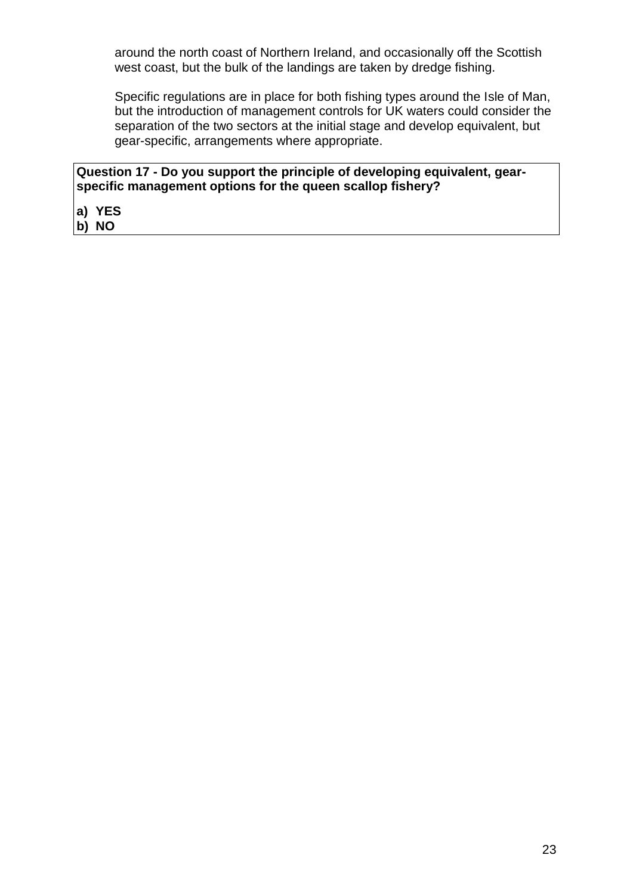around the north coast of Northern Ireland, and occasionally off the Scottish west coast, but the bulk of the landings are taken by dredge fishing.

Specific regulations are in place for both fishing types around the Isle of Man, but the introduction of management controls for UK waters could consider the separation of the two sectors at the initial stage and develop equivalent, but gear-specific, arrangements where appropriate.

**Question 17 - Do you support the principle of developing equivalent, gear-specific management options for the queen scallop fishery?**

**a) YES**
**b) NO**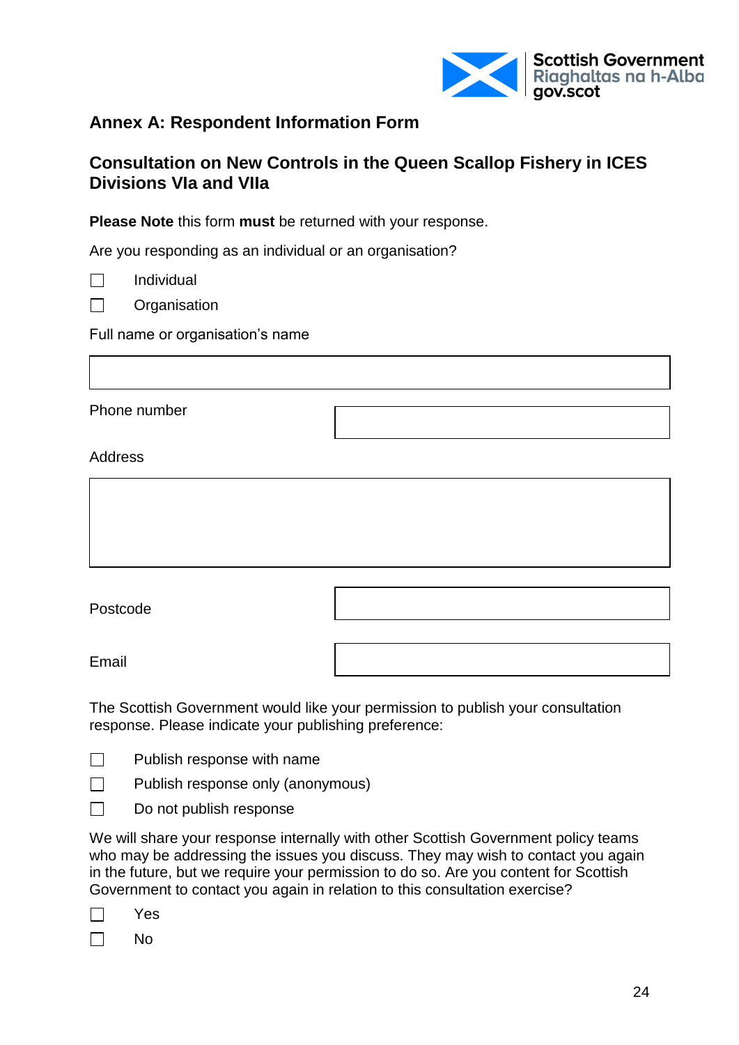## Annex A: Respondent Information Form

## Consultation on New Controls in the Queen Scallop Fishery in ICES Divisions VIa and VIIa

**Please Note** this form **must** be returned with your response.

Are you responding as an individual or an organisation?

☐ Individual

☐ Organisation

Full name or organisation's name

Phone number

Address

Postcode

Email

The Scottish Government would like your permission to publish your consultation response. Please indicate your publishing preference:

☐ Publish response with name

☐ Publish response only (anonymous)

☐ Do not publish response

We will share your response internally with other Scottish Government policy teams who may be addressing the issues you discuss. They may wish to contact you again in the future, but we require your permission to do so. Are you content for Scottish Government to contact you again in relation to this consultation exercise?

☐ Yes

☐ No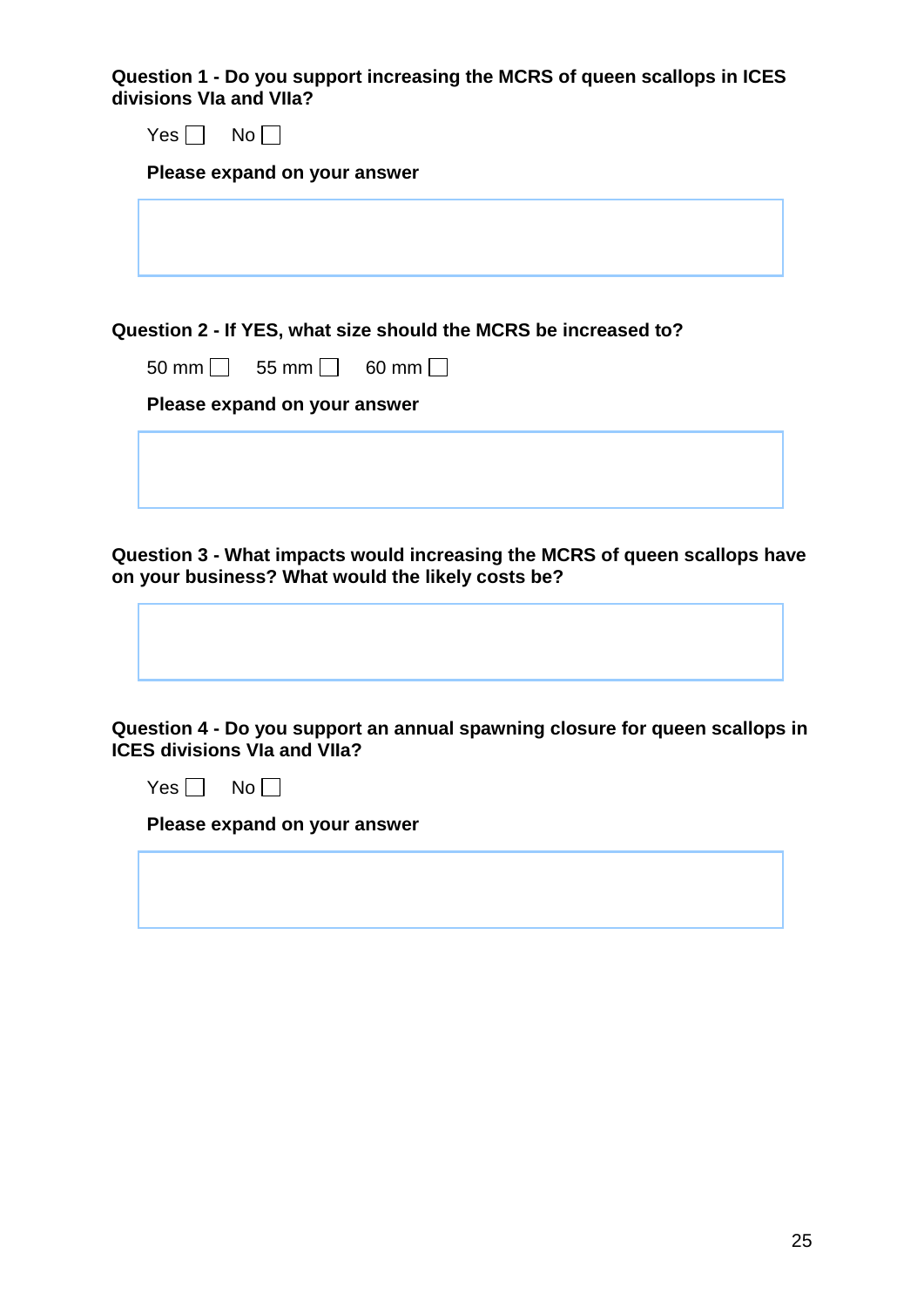**Question 1 - Do you support increasing the MCRS of queen scallops in ICES divisions VIa and VIIa?**

Yes ☐ No ☐

**Please expand on your answer**

**Question 2 - If YES, what size should the MCRS be increased to?**

50 mm ☐ 55 mm ☐ 60 mm ☐

**Please expand on your answer**

**Question 3 - What impacts would increasing the MCRS of queen scallops have on your business? What would the likely costs be?**

**Question 4 - Do you support an annual spawning closure for queen scallops in ICES divisions VIa and VIIa?**

Yes ☐ No ☐

**Please expand on your answer**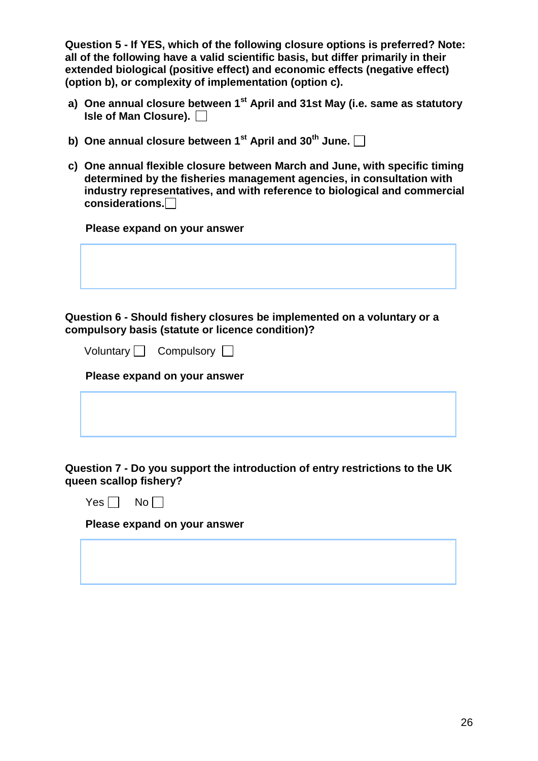**Question 5 - If YES, which of the following closure options is preferred? Note: all of the following have a valid scientific basis, but differ primarily in their extended biological (positive effect) and economic effects (negative effect) (option b), or complexity of implementation (option c).**

a) **One annual closure between 1st April and 31st May (i.e. same as statutory Isle of Man Closure).** ☐

b) **One annual closure between 1st April and 30th June.** ☐

c) **One annual flexible closure between March and June, with specific timing determined by the fisheries management agencies, in consultation with industry representatives, and with reference to biological and commercial considerations.** ☐

**Please expand on your answer**

**Question 6 - Should fishery closures be implemented on a voluntary or a compulsory basis (statute or licence condition)?**

Voluntary ☐ Compulsory ☐

**Please expand on your answer**

**Question 7 - Do you support the introduction of entry restrictions to the UK queen scallop fishery?**

Yes ☐ No ☐

**Please expand on your answer**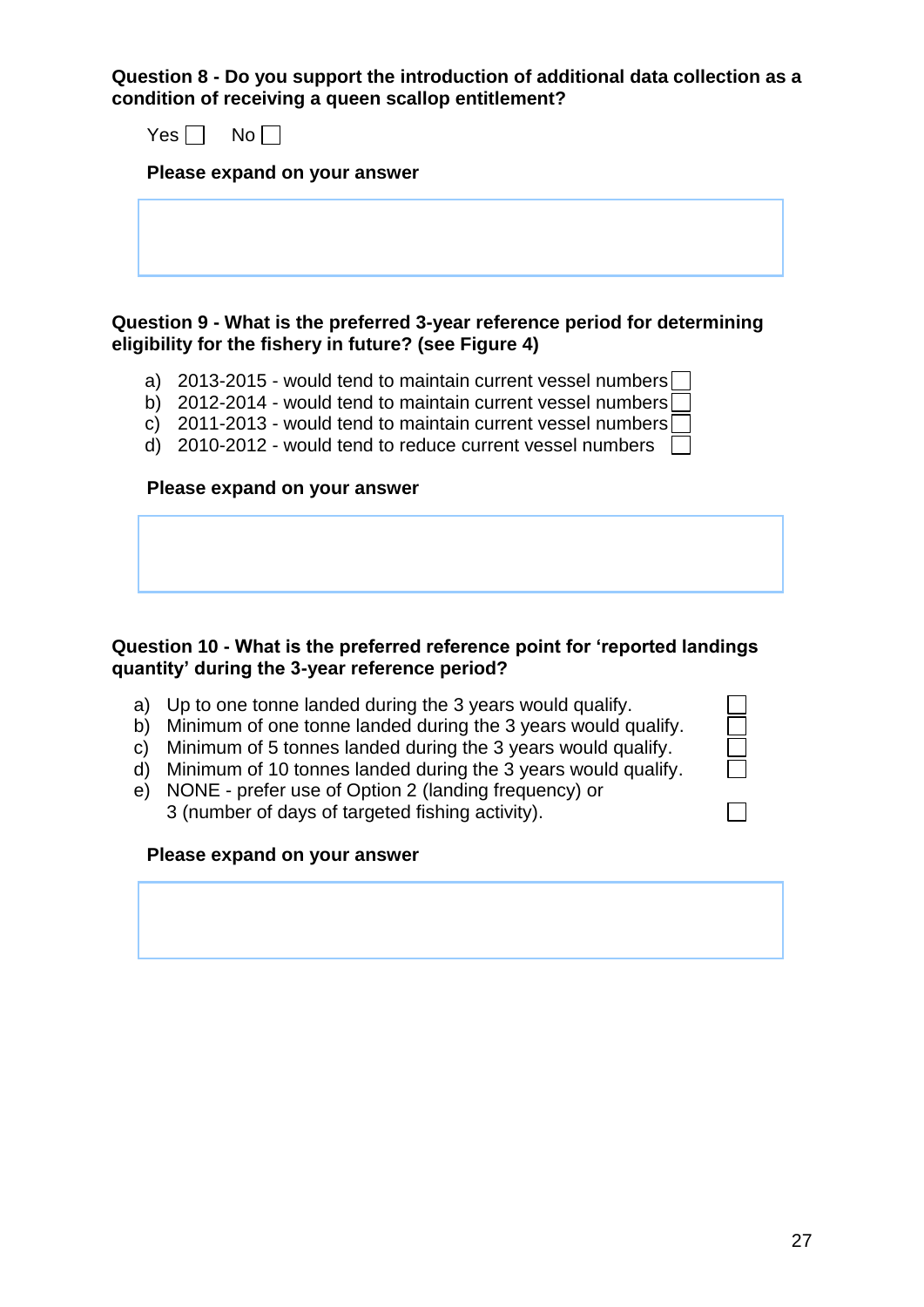**Question 8 - Do you support the introduction of additional data collection as a condition of receiving a queen scallop entitlement?**

Yes ☐ No ☐

**Please expand on your answer**

**Question 9 - What is the preferred 3-year reference period for determining eligibility for the fishery in future? (see Figure 4)**

a) 2013-2015 - would tend to maintain current vessel numbers ☐
b) 2012-2014 - would tend to maintain current vessel numbers ☐
c) 2011-2013 - would tend to maintain current vessel numbers ☐
d) 2010-2012 - would tend to reduce current vessel numbers ☐

**Please expand on your answer**

**Question 10 - What is the preferred reference point for 'reported landings quantity' during the 3-year reference period?**

a) Up to one tonne landed during the 3 years would qualify. ☐
b) Minimum of one tonne landed during the 3 years would qualify. ☐
c) Minimum of 5 tonnes landed during the 3 years would qualify. ☐
d) Minimum of 10 tonnes landed during the 3 years would qualify. ☐
e) NONE - prefer use of Option 2 (landing frequency) or 3 (number of days of targeted fishing activity). ☐

**Please expand on your answer**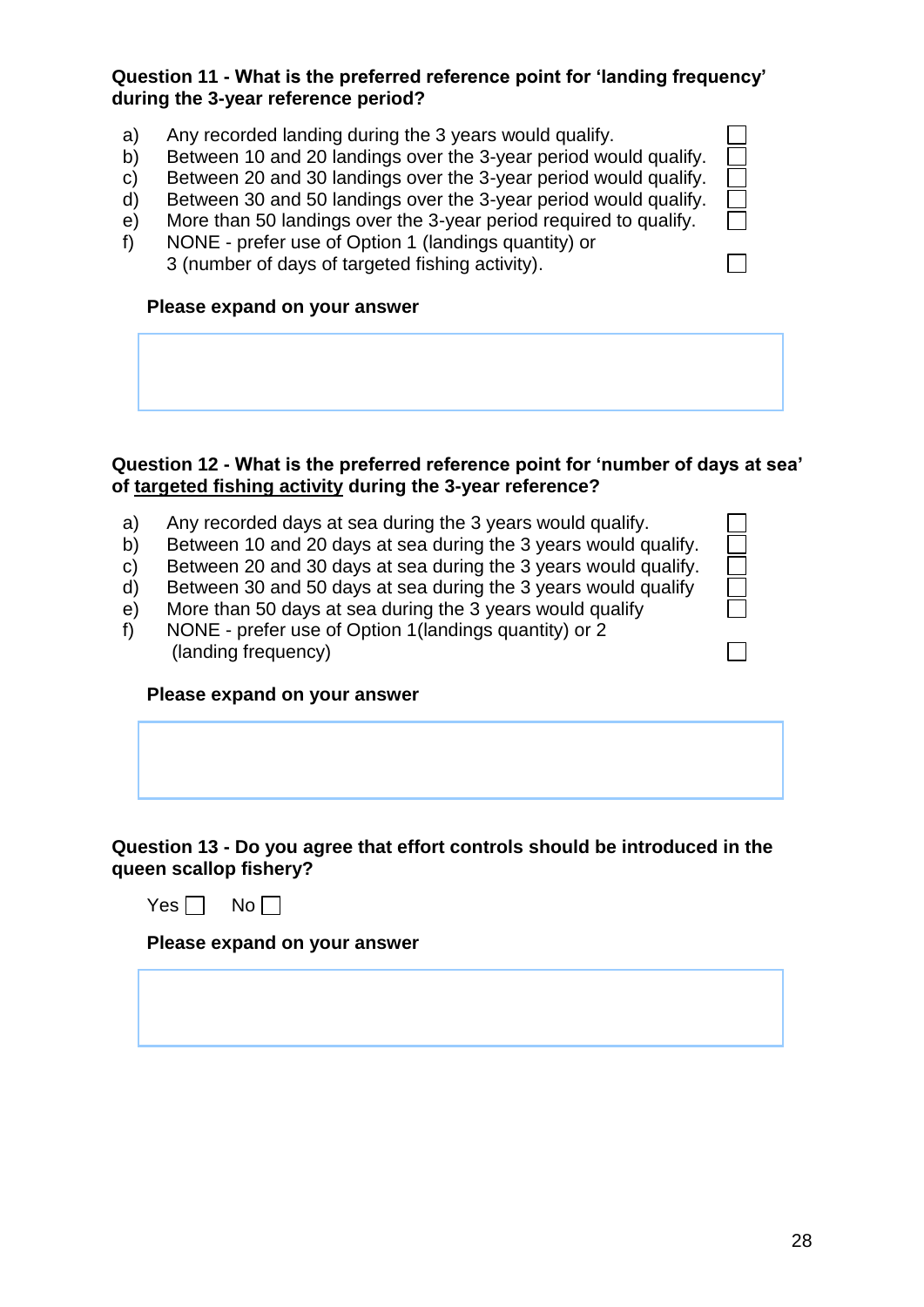**Question 11 - What is the preferred reference point for 'landing frequency' during the 3-year reference period?**

a) Any recorded landing during the 3 years would qualify. ☐
b) Between 10 and 20 landings over the 3-year period would qualify. ☐
c) Between 20 and 30 landings over the 3-year period would qualify. ☐
d) Between 30 and 50 landings over the 3-year period would qualify. ☐
e) More than 50 landings over the 3-year period required to qualify. ☐
f) NONE - prefer use of Option 1 (landings quantity) or 3 (number of days of targeted fishing activity). ☐

**Please expand on your answer**

**Question 12 - What is the preferred reference point for 'number of days at sea' of <u>targeted fishing activity</u> during the 3-year reference?**

a) Any recorded days at sea during the 3 years would qualify. ☐
b) Between 10 and 20 days at sea during the 3 years would qualify. ☐
c) Between 20 and 30 days at sea during the 3 years would qualify. ☐
d) Between 30 and 50 days at sea during the 3 years would qualify ☐
e) More than 50 days at sea during the 3 years would qualify ☐
f) NONE - prefer use of Option 1(landings quantity) or 2 (landing frequency) ☐

**Please expand on your answer**

**Question 13 - Do you agree that effort controls should be introduced in the queen scallop fishery?**

Yes ☐ No ☐

**Please expand on your answer**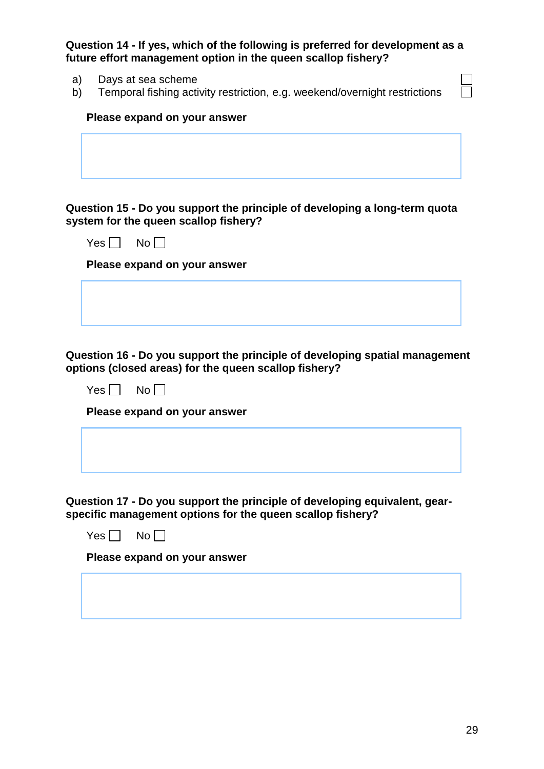**Question 14 - If yes, which of the following is preferred for development as a future effort management option in the queen scallop fishery?**

a) Days at sea scheme ☐
b) Temporal fishing activity restriction, e.g. weekend/overnight restrictions ☐

**Please expand on your answer**

**Question 15 - Do you support the principle of developing a long-term quota system for the queen scallop fishery?**

Yes ☐ No ☐

**Please expand on your answer**

**Question 16 - Do you support the principle of developing spatial management options (closed areas) for the queen scallop fishery?**

Yes ☐ No ☐

**Please expand on your answer**

**Question 17 - Do you support the principle of developing equivalent, gear-specific management options for the queen scallop fishery?**

Yes ☐ No ☐

**Please expand on your answer**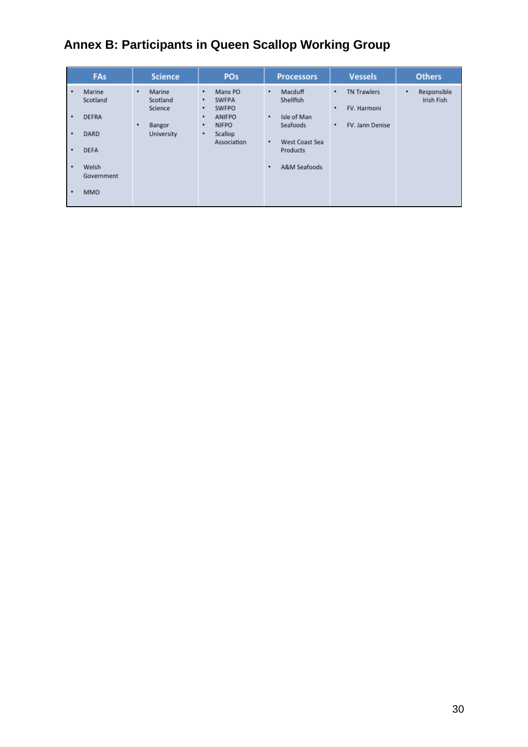## Annex B: Participants in Queen Scallop Working Group

| FAs | Science | POs | Processors | Vessels | Others |
|---|---|---|---|---|---|
| • Marine Scotland<br>• DEFRA<br>• DARD<br>• DEFA<br>• Welsh Government<br>• MMO | • Marine Scotland Science<br>• Bangor University | • Manx PO<br>• SWFPA<br>• SWFPO<br>• ANIFPO<br>• NIFPO<br>• Scallop Association | • Macduff Shellfish<br>• Isle of Man Seafoods<br>• West Coast Sea Products<br>• A&M Seafoods | • TN Trawlers<br>• FV. Harmoni<br>• FV. Jann Denise | • Responsible Irish Fish |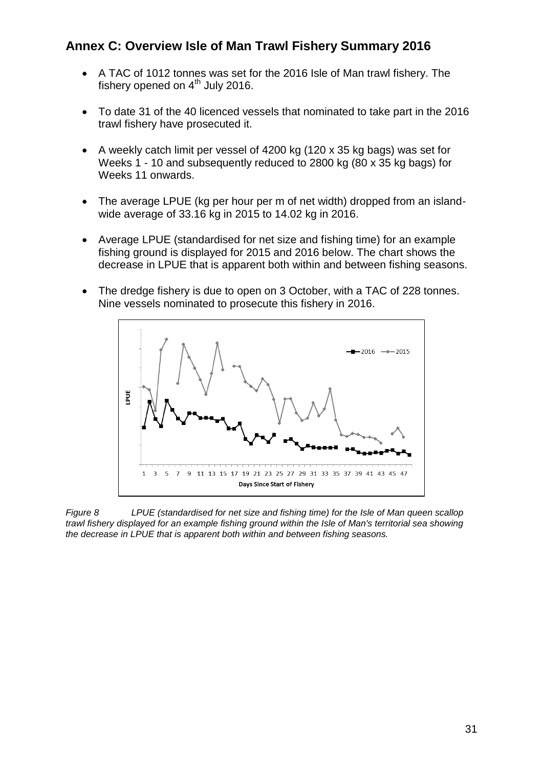## Annex C: Overview Isle of Man Trawl Fishery Summary 2016

- A TAC of 1012 tonnes was set for the 2016 Isle of Man trawl fishery. The fishery opened on 4th July 2016.
- To date 31 of the 40 licenced vessels that nominated to take part in the 2016 trawl fishery have prosecuted it.
- A weekly catch limit per vessel of 4200 kg (120 x 35 kg bags) was set for Weeks 1 - 10 and subsequently reduced to 2800 kg (80 x 35 kg bags) for Weeks 11 onwards.
- The average LPUE (kg per hour per m of net width) dropped from an island-wide average of 33.16 kg in 2015 to 14.02 kg in 2016.
- Average LPUE (standardised for net size and fishing time) for an example fishing ground is displayed for 2015 and 2016 below. The chart shows the decrease in LPUE that is apparent both within and between fishing seasons.
- The dredge fishery is due to open on 3 October, with a TAC of 228 tonnes. Nine vessels nominated to prosecute this fishery in 2016.

LPUE

2016 2015

1 3 5 7 9 11 13 15 17 19 21 23 25 27 29 31 33 35 37 39 41 43 45 47

Days Since Start of Fishery

*Figure 8 LPUE (standardised for net size and fishing time) for the Isle of Man queen scallop trawl fishery displayed for an example fishing ground within the Isle of Man's territorial sea showing the decrease in LPUE that is apparent both within and between fishing seasons.*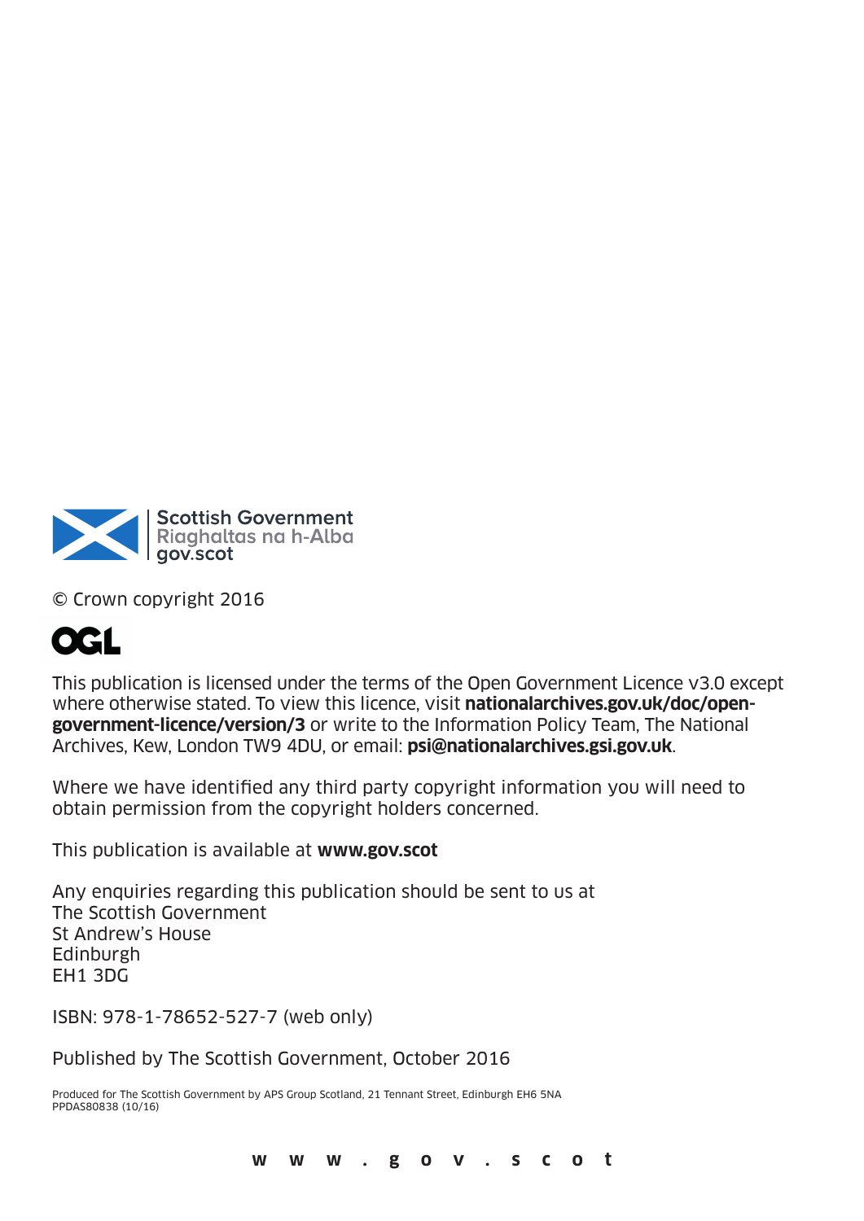Scottish Government
Riaghaltas na h-Alba
gov.scot

© Crown copyright 2016

OGL

This publication is licensed under the terms of the Open Government Licence v3.0 except where otherwise stated. To view this licence, visit **nationalarchives.gov.uk/doc/open-government-licence/version/3** or write to the Information Policy Team, The National Archives, Kew, London TW9 4DU, or email: **psi@nationalarchives.gsi.gov.uk**.

Where we have identified any third party copyright information you will need to obtain permission from the copyright holders concerned.

This publication is available at **www.gov.scot**

Any enquiries regarding this publication should be sent to us at
The Scottish Government
St Andrew's House
Edinburgh
EH1 3DG

ISBN: 978-1-78652-527-7 (web only)

Published by The Scottish Government, October 2016

Produced for The Scottish Government by APS Group Scotland, 21 Tennant Street, Edinburgh EH6 5NA
PPDAS80838 (10/16)

**w w w . g o v . s c o t**